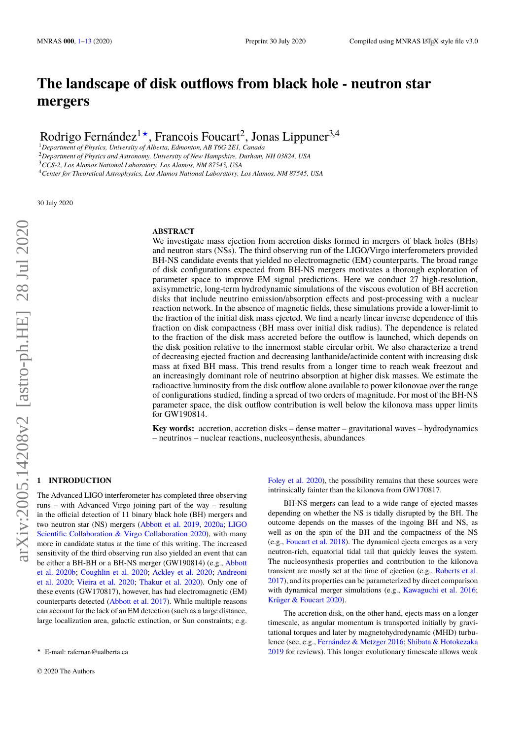# The landscape of disk outflows from black hole - neutron star mergers

Rodrigo Fernández[1]⋆, Francois Foucart[2], Jonas Lippuner[3,4]

[1]Department of Physics, University of Alberta, Edmonton, AB T6G 2E1, Canada
[2]Department of Physics and Astronomy, University of New Hampshire, Durham, NH 03824, USA
[3]CCS-2, Los Alamos National Laboratory, Los Alamos, NM 87545, USA
[4]Center for Theoretical Astrophysics, Los Alamos National Laboratory, Los Alamos, NM 87545, USA

30 July 2020

## ABSTRACT

We investigate mass ejection from accretion disks formed in mergers of black holes (BHs) and neutron stars (NSs). The third observing run of the LIGO/Virgo interferometers provided BH-NS candidate events that yielded no electromagnetic (EM) counterparts. The broad range of disk configurations expected from BH-NS mergers motivates a thorough exploration of parameter space to improve EM signal predictions. Here we conduct 27 high-resolution, axisymmetric, long-term hydrodynamic simulations of the viscous evolution of BH accretion disks that include neutrino emission/absorption effects and post-processing with a nuclear reaction network. In the absence of magnetic fields, these simulations provide a lower-limit to the fraction of the initial disk mass ejected. We find a nearly linear inverse dependence of this fraction on disk compactness (BH mass over initial disk radius). The dependence is related to the fraction of the disk mass accreted before the outflow is launched, which depends on the disk position relative to the innermost stable circular orbit. We also characterize a trend of decreasing ejected fraction and decreasing lanthanide/actinide content with increasing disk mass at fixed BH mass. This trend results from a longer time to reach weak freezout and an increasingly dominant role of neutrino absorption at higher disk masses. We estimate the radioactive luminosity from the disk outflow alone available to power kilonovae over the range of configurations studied, finding a spread of two orders of magnitude. For most of the BH-NS parameter space, the disk outflow contribution is well below the kilonova mass upper limits for GW190814.

**Key words:** accretion, accretion disks – dense matter – gravitational waves – hydrodynamics – neutrinos – nuclear reactions, nucleosynthesis, abundances

## 1 INTRODUCTION

The Advanced LIGO interferometer has completed three observing runs – with Advanced Virgo joining part of the way – resulting in the official detection of 11 binary black hole (BH) mergers and two neutron star (NS) mergers (Abbott et al. 2019, 2020a; LIGO Scientific Collaboration & Virgo Collaboration 2020), with many more in candidate status at the time of this writing. The increased sensitivity of the third observing run also yielded an event that can be either a BH-BH or a BH-NS merger (GW190814) (e.g., Abbott et al. 2020b; Coughlin et al. 2020; Ackley et al. 2020; Andreoni et al. 2020; Vieira et al. 2020; Thakur et al. 2020). Only one of these events (GW170817), however, has had electromagnetic (EM) counterparts detected (Abbott et al. 2017). While multiple reasons can account for the lack of an EM detection (such as a large distance, large localization area, galactic extinction, or Sun constraints; e.g. Foley et al. 2020), the possibility remains that these sources were intrinsically fainter than the kilonova from GW170817.

BH-NS mergers can lead to a wide range of ejected masses depending on whether the NS is tidally disrupted by the BH. The outcome depends on the masses of the ingoing BH and NS, as well as on the spin of the BH and the compactness of the NS (e.g., Foucart et al. 2018). The dynamical ejecta emerges as a very neutron-rich, equatorial tidal tail that quickly leaves the system. The nucleosynthesis properties and contribution to the kilonova transient are mostly set at the time of ejection (e.g., Roberts et al. 2017), and its properties can be parameterized by direct comparison with dynamical merger simulations (e.g., Kawaguchi et al. 2016; Krüger & Foucart 2020).

The accretion disk, on the other hand, ejects mass on a longer timescale, as angular momentum is transported initially by gravitational torques and later by magnetohydrodynamic (MHD) turbulence (see, e.g., Fernández & Metzger 2016; Shibata & Hotokezaka 2019 for reviews). This longer evolutionary timescale allows weak

⋆ E-mail: rafernan@ualberta.ca

© 2020 The Authors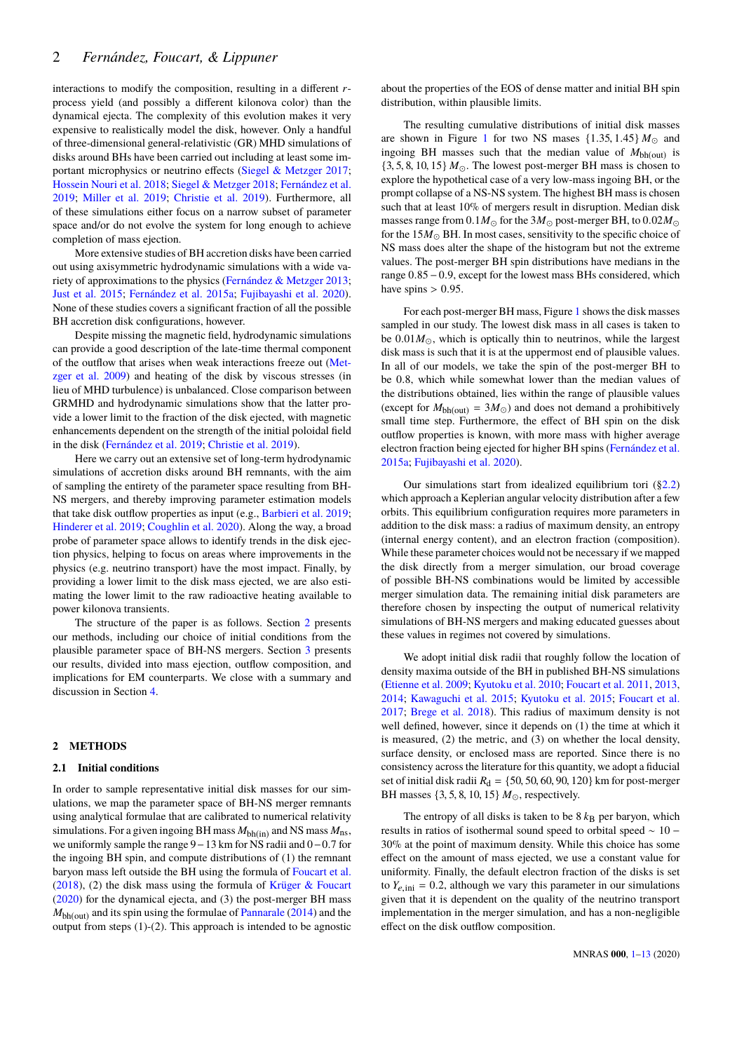interactions to modify the composition, resulting in a different $r$-process yield (and possibly a different kilonova color) than the dynamical ejecta. The complexity of this evolution makes it very expensive to realistically model the disk, however. Only a handful of three-dimensional general-relativistic (GR) MHD simulations of disks around BHs have been carried out including at least some important microphysics or neutrino effects (Siegel & Metzger 2017; Hossein Nouri et al. 2018; Siegel & Metzger 2018; Fernández et al. 2019; Miller et al. 2019; Christie et al. 2019). Furthermore, all of these simulations either focus on a narrow subset of parameter space and/or do not evolve the system for long enough to achieve completion of mass ejection.

More extensive studies of BH accretion disks have been carried out using axisymmetric hydrodynamic simulations with a wide variety of approximations to the physics (Fernández & Metzger 2013; Just et al. 2015; Fernández et al. 2015a; Fujibayashi et al. 2020). None of these studies covers a significant fraction of all the possible BH accretion disk configurations, however.

Despite missing the magnetic field, hydrodynamic simulations can provide a good description of the late-time thermal component of the outflow that arises when weak interactions freeze out (Metzger et al. 2009) and heating of the disk by viscous stresses (in lieu of MHD turbulence) is unbalanced. Close comparison between GRMHD and hydrodynamic simulations show that the latter provide a lower limit to the fraction of the disk ejected, with magnetic enhancements dependent on the strength of the initial poloidal field in the disk (Fernández et al. 2019; Christie et al. 2019).

Here we carry out an extensive set of long-term hydrodynamic simulations of accretion disks around BH remnants, with the aim of sampling the entirety of the parameter space resulting from BH-NS mergers, and thereby improving parameter estimation models that take disk outflow properties as input (e.g., Barbieri et al. 2019; Hinderer et al. 2019; Coughlin et al. 2020). Along the way, a broad probe of parameter space allows to identify trends in the disk ejection physics, helping to focus on areas where improvements in the physics (e.g. neutrino transport) have the most impact. Finally, by providing a lower limit to the disk mass ejected, we are also estimating the lower limit to the raw radioactive heating available to power kilonova transients.

The structure of the paper is as follows. Section 2 presents our methods, including our choice of initial conditions from the plausible parameter space of BH-NS mergers. Section 3 presents our results, divided into mass ejection, outflow composition, and implications for EM counterparts. We close with a summary and discussion in Section 4.

## 2 METHODS

### 2.1 Initial conditions

In order to sample representative initial disk masses for our simulations, we map the parameter space of BH-NS merger remnants using analytical formulae that are calibrated to numerical relativity simulations. For a given ingoing BH mass $M_{\rm bh(in)}$ and NS mass $M_{\rm ns}$, we uniformly sample the range $9-13$ km for NS radii and $0-0.7$ for the ingoing BH spin, and compute distributions of (1) the remnant baryon mass left outside the BH using the formula of Foucart et al. (2018), (2) the disk mass using the formula of Krüger & Foucart (2020) for the dynamical ejecta, and (3) the post-merger BH mass $M_{\rm bh(out)}$ and its spin using the formulae of Pannarale (2014) and the output from steps (1)-(2). This approach is intended to be agnostic about the properties of the EOS of dense matter and initial BH spin distribution, within plausible limits.

The resulting cumulative distributions of initial disk masses are shown in Figure 1 for two NS masses $\{1.35, 1.45\}\,M_\odot$ and ingoing BH masses such that the median value of $M_{\rm bh(out)}$ is $\{3, 5, 8, 10, 15\}\,M_\odot$. The lowest post-merger BH mass is chosen to explore the hypothetical case of a very low-mass ingoing BH, or the prompt collapse of a NS-NS system. The highest BH mass is chosen such that at least 10% of mergers result in disruption. Median disk masses range from $0.1M_\odot$ for the $3M_\odot$ post-merger BH, to $0.02M_\odot$ for the $15M_\odot$ BH. In most cases, sensitivity to the specific choice of NS mass does alter the shape of the histogram but not the extreme values. The post-merger BH spin distributions have medians in the range $0.85-0.9$, except for the lowest mass BHs considered, which have spins $> 0.95$.

For each post-merger BH mass, Figure 1 shows the disk masses sampled in our study. The lowest disk mass in all cases is taken to be $0.01M_\odot$, which is optically thin to neutrinos, while the largest disk mass is such that it is at the uppermost end of plausible values. In all of our models, we take the spin of the post-merger BH to be 0.8, which while somewhat lower than the median values of the distributions obtained, lies within the range of plausible values (except for $M_{\rm bh(out)} = 3M_\odot$) and does not demand a prohibitively small time step. Furthermore, the effect of BH spin on the disk outflow properties is known, with more mass with higher average electron fraction being ejected for higher BH spins (Fernández et al. 2015a; Fujibayashi et al. 2020).

Our simulations start from idealized equilibrium tori (§2.2) which approach a Keplerian angular velocity distribution after a few orbits. This equilibrium configuration requires more parameters in addition to the disk mass: a radius of maximum density, an entropy (internal energy content), and an electron fraction (composition). While these parameter choices would not be necessary if we mapped the disk directly from a merger simulation, our broad coverage of possible BH-NS combinations would be limited by accessible merger simulation data. The remaining initial disk parameters are therefore chosen by inspecting the output of numerical relativity simulations of BH-NS mergers and making educated guesses about these values in regimes not covered by simulations.

We adopt initial disk radii that roughly follow the location of density maxima outside of the BH in published BH-NS simulations (Etienne et al. 2009; Kyutoku et al. 2010; Foucart et al. 2011, 2013, 2014; Kawaguchi et al. 2015; Kyutoku et al. 2015; Foucart et al. 2017; Brege et al. 2018). This radius of maximum density is not well defined, however, since it depends on (1) the time at which it is measured, (2) the metric, and (3) on whether the local density, surface density, or enclosed mass are reported. Since there is no consistency across the literature for this quantity, we adopt a fiducial set of initial disk radii $R_{\rm d} = \{50, 50, 60, 90, 120\}$ km for post-merger BH masses $\{3, 5, 8, 10, 15\}\,M_\odot$, respectively.

The entropy of all disks is taken to be $8\,k_{\rm B}$ per baryon, which results in ratios of isothermal sound speed to orbital speed $\sim 10-30\%$ at the point of maximum density. While this choice has some effect on the amount of mass ejected, we use a constant value for uniformity. Finally, the default electron fraction of the disks is set to $Y_{e,\rm ini} = 0.2$, although we vary this parameter in our simulations given that it is dependent on the quality of the neutrino transport implementation in the merger simulation, and has a non-negligible effect on the outflow composition.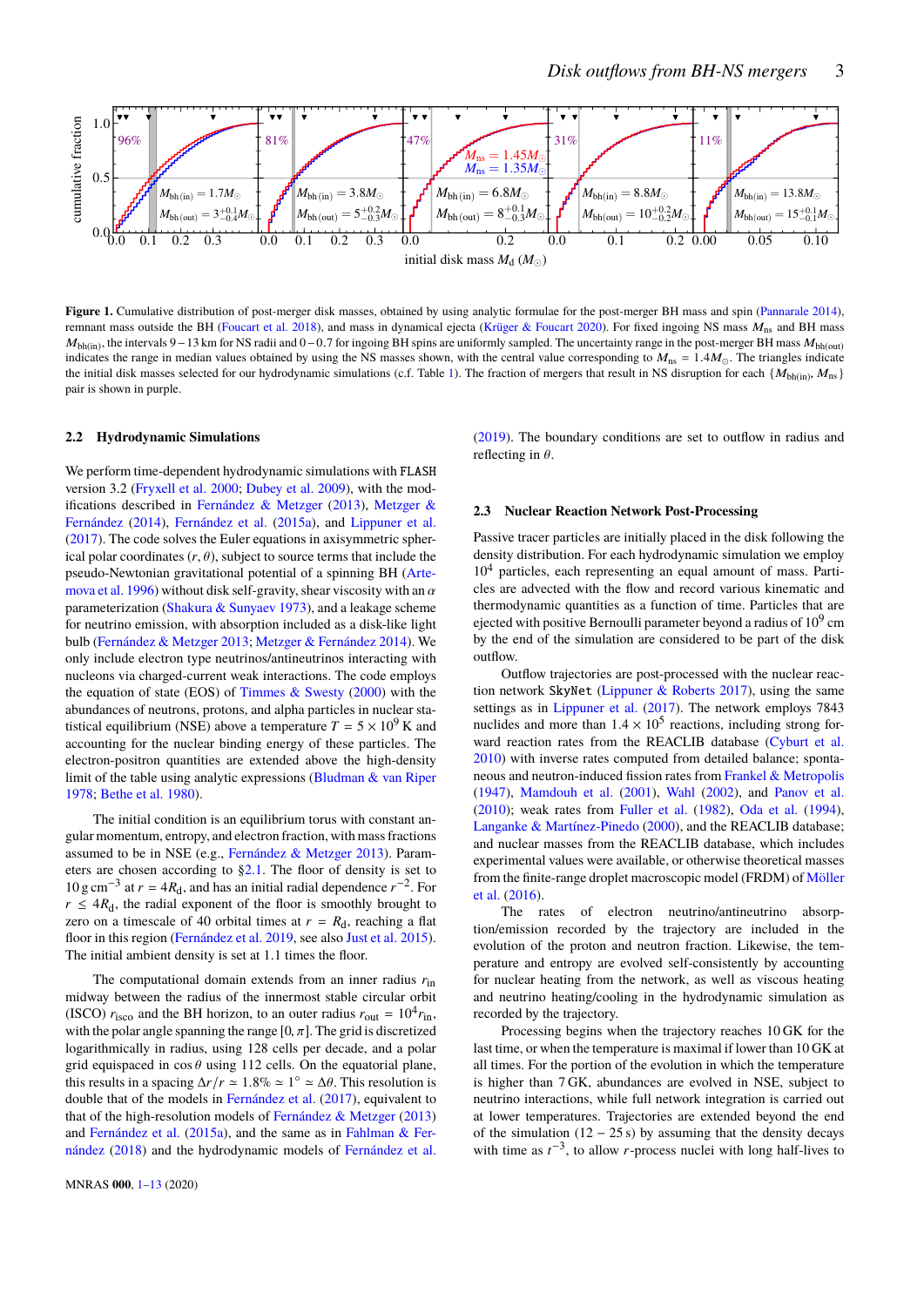**Figure 1.** Cumulative distribution of post-merger disk masses, obtained by using analytic formulae for the post-merger BH mass and spin (Pannarale 2014), remnant mass outside the BH (Foucart et al. 2018), and mass in dynamical ejecta (Krüger & Foucart 2020). For fixed ingoing NS mass $M_{\rm ns}$ and BH mass $M_{\rm bh(in)}$, the intervals $9-13$ km for NS radii and $0-0.7$ for ingoing BH spins are uniformly sampled. The uncertainty range in the post-merger BH mass $M_{\rm bh(out)}$ indicates the range in median values obtained by using the NS masses shown, with the central value corresponding to $M_{\rm ns} = 1.4M_\odot$. The triangles indicate the initial disk masses selected for our hydrodynamic simulations (c.f. Table 1). The fraction of mergers that result in NS disruption for each $\{M_{\rm bh(in)}, M_{\rm ns}\}$ pair is shown in purple.

### 2.2 Hydrodynamic Simulations

We perform time-dependent hydrodynamic simulations with FLASH version 3.2 (Fryxell et al. 2000; Dubey et al. 2009), with the modifications described in Fernández & Metzger (2013), Metzger & Fernández (2014), Fernández et al. (2015a), and Lippuner et al. (2017). The code solves the Euler equations in axisymmetric spherical polar coordinates $(r, \theta)$, subject to source terms that include the pseudo-Newtonian gravitational potential of a spinning BH (Artemova et al. 1996) without disk self-gravity, shear viscosity with an $\alpha$ parameterization (Shakura & Sunyaev 1973), and a leakage scheme for neutrino emission, with absorption included as a disk-like light bulb (Fernández & Metzger 2013; Metzger & Fernández 2014). We only include electron type neutrinos/antineutrinos interacting with nucleons via charged-current weak interactions. The code employs the equation of state (EOS) of Timmes & Swesty (2000) with the abundances of neutrons, protons, and alpha particles in nuclear statistical equilibrium (NSE) above a temperature $T = 5 \times 10^9$ K and accounting for the nuclear binding energy of these particles. The electron-positron quantities are extended above the high-density limit of the table using analytic expressions (Bludman & van Riper 1978; Bethe et al. 1980).

The initial condition is an equilibrium torus with constant angular momentum, entropy, and electron fraction, with mass fractions assumed to be in NSE (e.g., Fernández & Metzger 2013). Parameters are chosen according to §2.1. The floor of density is set to $10\,\mathrm{g\,cm^{-3}}$ at $r = 4R_{\rm d}$, and has an initial radial dependence $r^{-2}$. For $r \leq 4R_{\rm d}$, the radial exponent of the floor is smoothly brought to zero on a timescale of 40 orbital times at $r = R_{\rm d}$, reaching a flat floor in this region (Fernández et al. 2019, see also Just et al. 2015). The initial ambient density is set at 1.1 times the floor.

The computational domain extends from an inner radius $r_{\rm in}$ midway between the radius of the innermost stable circular orbit (ISCO) $r_{\rm isco}$ and the BH horizon, to an outer radius $r_{\rm out} = 10^4 r_{\rm in}$, with the polar angle spanning the range $[0, \pi]$. The grid is discretized logarithmically in radius, using 128 cells per decade, and a polar grid equispaced in $\cos\theta$ using 112 cells. On the equatorial plane, this results in a spacing $\Delta r/r \simeq 1.8\% \simeq 1^\circ \simeq \Delta\theta$. This resolution is double that of the models in Fernández et al. (2017), equivalent to that of the high-resolution models of Fernández & Metzger (2013) and Fernández et al. (2015a), and the same as in Fahlman & Fernández (2018) and the hydrodynamic models of Fernández et al. (2019). The boundary conditions are set to outflow in radius and reflecting in $\theta$.

### 2.3 Nuclear Reaction Network Post-Processing

Passive tracer particles are initially placed in the disk following the density distribution. For each hydrodynamic simulation we employ $10^4$ particles, each representing an equal amount of mass. Particles are advected with the flow and record various kinematic and thermodynamic quantities as a function of time. Particles that are ejected with positive Bernoulli parameter beyond a radius of $10^9$ cm by the end of the simulation are considered to be part of the disk outflow.

Outflow trajectories are post-processed with the nuclear reaction network SkyNet (Lippuner & Roberts 2017), using the same settings as in Lippuner et al. (2017). The network employs 7843 nuclides and more than $1.4 \times 10^5$ reactions, including strong forward reaction rates from the REACLIB database (Cyburt et al. 2010) with inverse rates computed from detailed balance; spontaneous and neutron-induced fission rates from Frankel & Metropolis (1947), Mamdouh et al. (2001), Wahl (2002), and Panov et al. (2010); weak rates from Fuller et al. (1982), Oda et al. (1994), Langanke & Martínez-Pinedo (2000), and the REACLIB database; and nuclear masses from the REACLIB database, which includes experimental values were available, or otherwise theoretical masses from the finite-range droplet macroscopic model (FRDM) of Möller et al. (2016).

The rates of electron neutrino/antineutrino absorption/emission recorded by the trajectory are included in the evolution of the proton and neutron fraction. Likewise, the temperature and entropy are evolved self-consistently by accounting for nuclear heating from the network, as well as viscous heating and neutrino heating/cooling in the hydrodynamic simulation as recorded by the trajectory.

Processing begins when the trajectory reaches 10 GK for the last time, or when the temperature is maximal if lower than 10 GK at all times. For the portion of the evolution in which the temperature is higher than 7 GK, abundances are evolved in NSE, subject to neutrino interactions, while full network integration is carried out at lower temperatures. Trajectories are extended beyond the end of the simulation ($12 - 25$ s) by assuming that the density decays with time as $t^{-3}$, to allow $r$-process nuclei with long half-lives to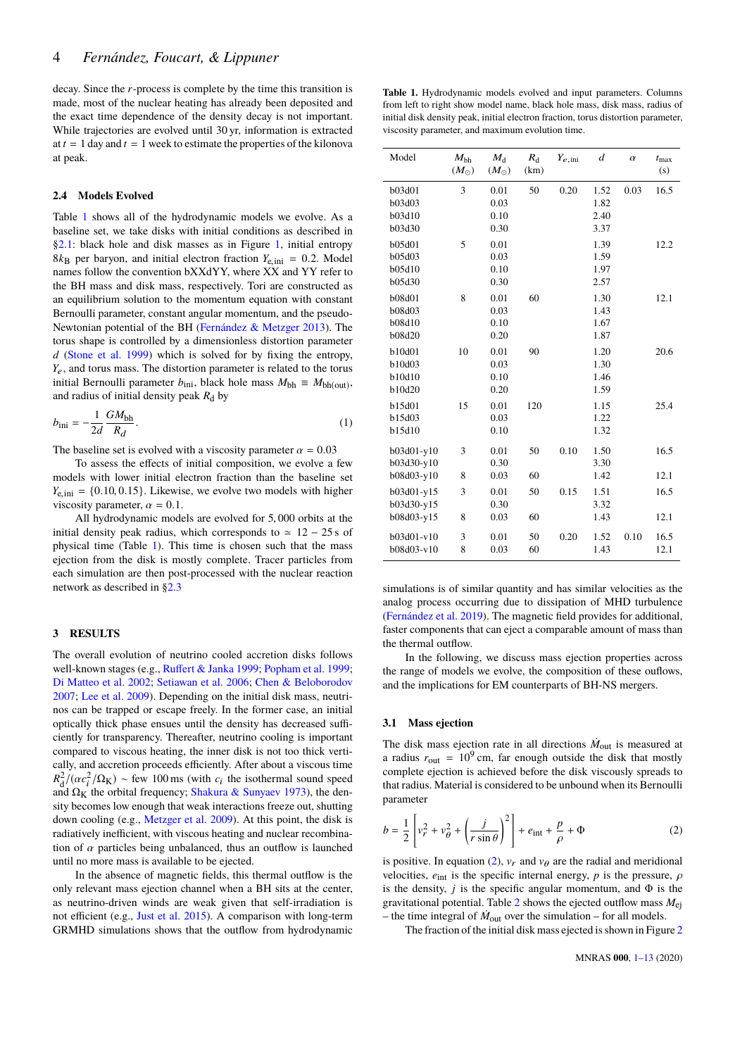decay. Since the $r$-process is complete by the time this transition is made, most of the nuclear heating has already been deposited and the exact time dependence of the density decay is not important. While trajectories are evolved until 30 yr, information is extracted at $t = 1$ day and $t = 1$ week to estimate the properties of the kilonova at peak.

## 2.4 Models Evolved

Table 1 shows all of the hydrodynamic models we evolve. As a baseline set, we take disks with initial conditions as described in §2.1: black hole and disk masses as in Figure 1, initial entropy $8k_B$ per baryon, and initial electron fraction $Y_{\rm e,ini} = 0.2$. Model names follow the convention bXXdYY, where XX and YY refer to the BH mass and disk mass, respectively. Tori are constructed as an equilibrium solution to the momentum equation with constant Bernoulli parameter, constant angular momentum, and the pseudo-Newtonian potential of the BH (Fernández & Metzger 2013). The torus shape is controlled by a dimensionless distortion parameter $d$ (Stone et al. 1999) which is solved for by fixing the entropy, $Y_e$, and torus mass. The distortion parameter is related to the torus initial Bernoulli parameter $b_{\rm ini}$, black hole mass $M_{\rm bh} \equiv M_{\rm bh(out)}$, and radius of initial density peak $R_{\rm d}$ by

$$b_{\rm ini} = -\frac{1}{2d}\frac{GM_{\rm bh}}{R_d}. \tag{1}$$

The baseline set is evolved with a viscosity parameter $\alpha = 0.03$

To assess the effects of initial composition, we evolve a few models with lower initial electron fraction than the baseline set $Y_{\rm e,ini} = \{0.10, 0.15\}$. Likewise, we evolve two models with higher viscosity parameter, $\alpha = 0.1$.

All hydrodynamic models are evolved for 5,000 orbits at the initial density peak radius, which corresponds to $\simeq 12-25$ s of physical time (Table 1). This time is chosen such that the mass ejection from the disk is mostly complete. Tracer particles from each simulation are then post-processed with the nuclear reaction network as described in §2.3

**Table 1.** Hydrodynamic models evolved and input parameters. Columns from left to right show model name, black hole mass, disk mass, radius of initial disk density peak, initial electron fraction, torus distortion parameter, viscosity parameter, and maximum evolution time.

| Model | $M_{\rm bh}$ ($M_\odot$) | $M_{\rm d}$ ($M_\odot$) | $R_{\rm d}$ (km) | $Y_{e,\rm ini}$ | $d$ | $\alpha$ | $t_{\rm max}$ (s) |
|---|---|---|---|---|---|---|---|
| b03d01 | 3 | 0.01 | 50 | 0.20 | 1.52 | 0.03 | 16.5 |
| b03d03 | | 0.03 | | | 1.82 | | |
| b03d10 | | 0.10 | | | 2.40 | | |
| b03d30 | | 0.30 | | | 3.37 | | |
| b05d01 | 5 | 0.01 | | | 1.39 | | 12.2 |
| b05d03 | | 0.03 | | | 1.59 | | |
| b05d10 | | 0.10 | | | 1.97 | | |
| b05d30 | | 0.30 | | | 2.57 | | |
| b08d01 | 8 | 0.01 | 60 | | 1.30 | | 12.1 |
| b08d03 | | 0.03 | | | 1.43 | | |
| b08d10 | | 0.10 | | | 1.67 | | |
| b08d20 | | 0.20 | | | 1.87 | | |
| b10d01 | 10 | 0.01 | 90 | | 1.20 | | 20.6 |
| b10d03 | | 0.03 | | | 1.30 | | |
| b10d10 | | 0.10 | | | 1.46 | | |
| b10d20 | | 0.20 | | | 1.59 | | |
| b15d01 | 15 | 0.01 | 120 | | 1.15 | | 25.4 |
| b15d03 | | 0.03 | | | 1.22 | | |
| b15d10 | | 0.10 | | | 1.32 | | |
| b03d01-y10 | 3 | 0.01 | 50 | 0.10 | 1.50 | | 16.5 |
| b03d30-y10 | | 0.30 | | | 3.30 | | |
| b08d03-y10 | 8 | 0.03 | 60 | | 1.42 | | 12.1 |
| b03d01-y15 | 3 | 0.01 | 50 | 0.15 | 1.51 | | 16.5 |
| b03d30-y15 | | 0.30 | | | 3.32 | | |
| b08d03-y15 | 8 | 0.03 | 60 | | 1.43 | | 12.1 |
| b03d01-v10 | 3 | 0.01 | 50 | 0.20 | 1.52 | 0.10 | 16.5 |
| b08d03-v10 | 8 | 0.03 | 60 | | 1.43 | | 12.1 |

## 3 RESULTS

The overall evolution of neutrino cooled accretion disks follows well-known stages (e.g., Ruffert & Janka 1999; Popham et al. 1999; Di Matteo et al. 2002; Setiawan et al. 2006; Chen & Beloborodov 2007; Lee et al. 2009). Depending on the initial disk mass, neutrinos can be trapped or escape freely. In the former case, an initial optically thick phase ensues until the density has decreased sufficiently for transparency. Thereafter, neutrino cooling is important compared to viscous heating, the inner disk is not too thick vertically, and accretion proceeds efficiently. After about a viscous time $R_{\rm d}^2/(\alpha c_i^2/\Omega_{\rm K}) \sim$ few 100 ms (with $c_i$ the isothermal sound speed and $\Omega_{\rm K}$ the orbital frequency; Shakura & Sunyaev 1973), the density becomes low enough that weak interactions freeze out, shutting down cooling (e.g., Metzger et al. 2009). At this point, the disk is radiatively inefficient, with viscous heating and nuclear recombination of $\alpha$ particles being unbalanced, thus an outflow is launched until no more mass is available to be ejected.

In the absence of magnetic fields, this thermal outflow is the only relevant mass ejection channel when a BH sits at the center, as neutrino-driven winds are weak given that self-irradiation is not efficient (e.g., Just et al. 2015). A comparison with long-term GRMHD simulations shows that the outflow from hydrodynamic simulations is of similar quantity and has similar velocities as the analog process occurring due to dissipation of MHD turbulence (Fernández et al. 2019). The magnetic field provides for additional, faster components that can eject a comparable amount of mass than the thermal outflow.

In the following, we discuss mass ejection properties across the range of models we evolve, the composition of these ouflows, and the implications for EM counterparts of BH-NS mergers.

### 3.1 Mass ejection

The disk mass ejection rate in all directions $\dot{M}_{\rm out}$ is measured at a radius $r_{\rm out} = 10^9$ cm, far enough outside the disk that mostly complete ejection is achieved before the disk viscously spreads to that radius. Material is considered to be unbound when its Bernoulli parameter

$$b = \frac{1}{2}\left[v_r^2 + v_\theta^2 + \left(\frac{j}{r\sin\theta}\right)^2\right] + e_{\rm int} + \frac{p}{\rho} + \Phi \tag{2}$$

is positive. In equation (2), $v_r$ and $v_\theta$ are the radial and meridional velocities, $e_{\rm int}$ is the specific internal energy, $p$ is the pressure, $\rho$ is the density, $j$ is the specific angular momentum, and $\Phi$ is the gravitational potential. Table 2 shows the ejected outflow mass $M_{\rm ej}$ – the time integral of $\dot{M}_{\rm out}$ over the simulation – for all models.

The fraction of the initial disk mass ejected is shown in Figure 2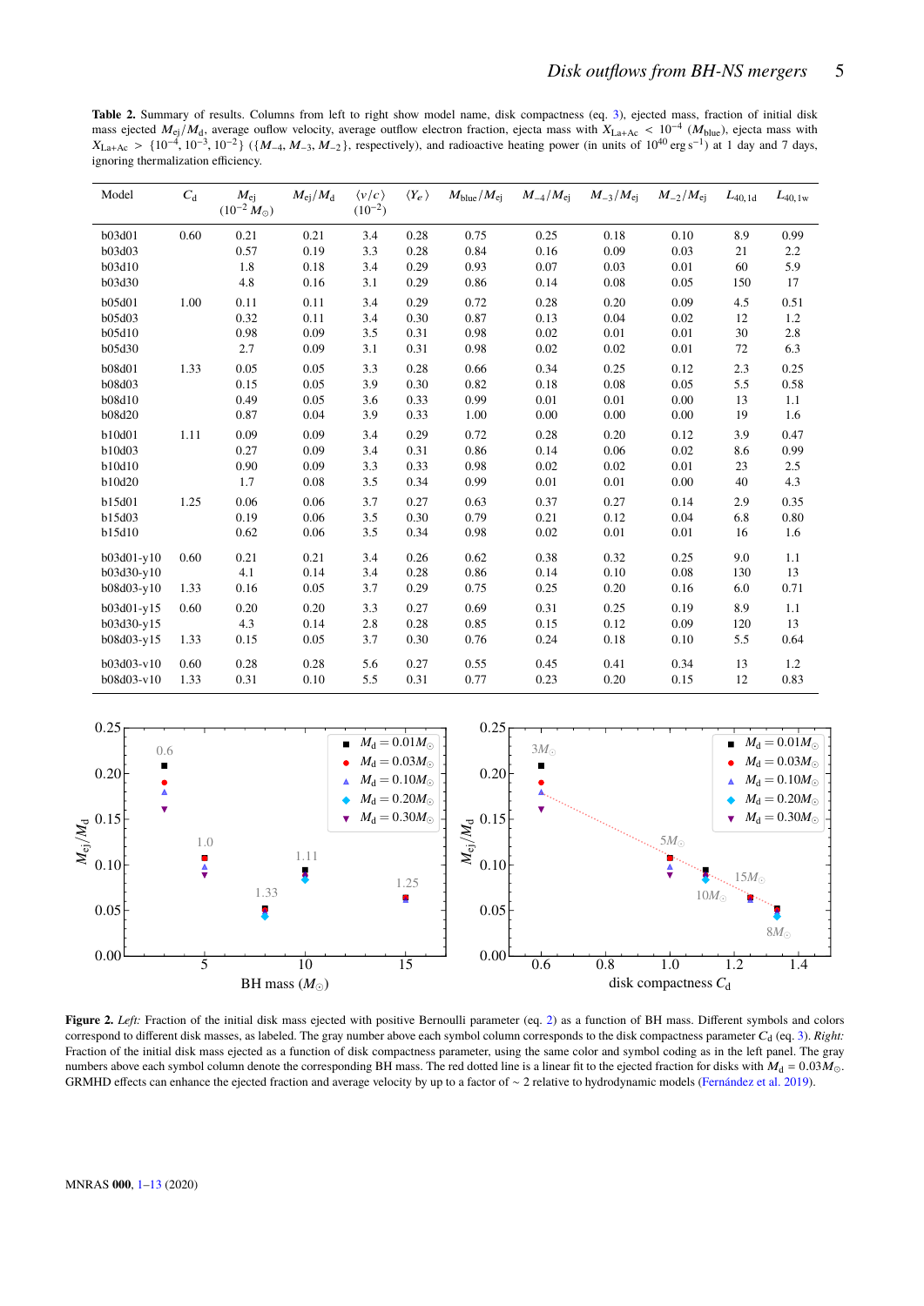**Table 2.** Summary of results. Columns from left to right show model name, disk compactness (eq. 3), ejected mass, fraction of initial disk mass ejected $M_{\rm ej}/M_{\rm d}$, average ouflow velocity, average outflow electron fraction, ejecta mass with $X_{\rm La+Ac} < 10^{-4}$ ($M_{\rm blue}$), ejecta mass with $X_{\rm La+Ac} > \{10^{-4}, 10^{-3}, 10^{-2}\}$ ($\{M_{-4}, M_{-3}, M_{-2}\}$, respectively), and radioactive heating power (in units of $10^{40}$ erg s$^{-1}$) at 1 day and 7 days, ignoring thermalization efficiency.

| Model | $C_{\rm d}$ | $M_{\rm ej}$ ($10^{-2}\,M_\odot$) | $M_{\rm ej}/M_{\rm d}$ | $\langle v/c \rangle$ ($10^{-2}$) | $\langle Y_e \rangle$ | $M_{\rm blue}/M_{\rm ej}$ | $M_{-4}/M_{\rm ej}$ | $M_{-3}/M_{\rm ej}$ | $M_{-2}/M_{\rm ej}$ | $L_{40,1\rm d}$ | $L_{40,1\rm w}$ |
|---|---|---|---|---|---|---|---|---|---|---|---|
| b03d01 | 0.60 | 0.21 | 0.21 | 3.4 | 0.28 | 0.75 | 0.25 | 0.18 | 0.10 | 8.9 | 0.99 |
| b03d03 | | 0.57 | 0.19 | 3.3 | 0.28 | 0.84 | 0.16 | 0.09 | 0.03 | 21 | 2.2 |
| b03d10 | | 1.8 | 0.18 | 3.4 | 0.29 | 0.93 | 0.07 | 0.03 | 0.01 | 60 | 5.9 |
| b03d30 | | 4.8 | 0.16 | 3.1 | 0.29 | 0.86 | 0.14 | 0.08 | 0.05 | 150 | 17 |
| b05d01 | 1.00 | 0.11 | 0.11 | 3.4 | 0.29 | 0.72 | 0.28 | 0.20 | 0.09 | 4.5 | 0.51 |
| b05d03 | | 0.32 | 0.11 | 3.4 | 0.30 | 0.87 | 0.13 | 0.04 | 0.02 | 12 | 1.2 |
| b05d10 | | 0.98 | 0.09 | 3.5 | 0.31 | 0.98 | 0.02 | 0.01 | 0.01 | 30 | 2.8 |
| b05d30 | | 2.7 | 0.09 | 3.1 | 0.31 | 0.98 | 0.02 | 0.02 | 0.01 | 72 | 6.3 |
| b08d01 | 1.33 | 0.05 | 0.05 | 3.3 | 0.28 | 0.66 | 0.34 | 0.25 | 0.12 | 2.3 | 0.25 |
| b08d03 | | 0.15 | 0.05 | 3.9 | 0.30 | 0.82 | 0.18 | 0.08 | 0.05 | 5.5 | 0.58 |
| b08d10 | | 0.49 | 0.05 | 3.6 | 0.33 | 0.99 | 0.01 | 0.01 | 0.00 | 13 | 1.1 |
| b08d20 | | 0.87 | 0.04 | 3.9 | 0.33 | 1.00 | 0.00 | 0.00 | 0.00 | 19 | 1.6 |
| b10d01 | 1.11 | 0.09 | 0.09 | 3.4 | 0.29 | 0.72 | 0.28 | 0.20 | 0.12 | 3.9 | 0.47 |
| b10d03 | | 0.27 | 0.09 | 3.4 | 0.31 | 0.86 | 0.14 | 0.06 | 0.02 | 8.6 | 0.99 |
| b10d10 | | 0.90 | 0.09 | 3.3 | 0.33 | 0.98 | 0.02 | 0.02 | 0.01 | 23 | 2.5 |
| b10d20 | | 1.7 | 0.08 | 3.5 | 0.34 | 0.99 | 0.01 | 0.01 | 0.00 | 40 | 4.3 |
| b15d01 | 1.25 | 0.06 | 0.06 | 3.7 | 0.27 | 0.63 | 0.37 | 0.27 | 0.14 | 2.9 | 0.35 |
| b15d03 | | 0.19 | 0.06 | 3.5 | 0.30 | 0.79 | 0.21 | 0.12 | 0.04 | 6.8 | 0.80 |
| b15d10 | | 0.62 | 0.06 | 3.5 | 0.34 | 0.98 | 0.02 | 0.01 | 0.01 | 16 | 1.6 |
| b03d01-y10 | 0.60 | 0.21 | 0.21 | 3.4 | 0.26 | 0.62 | 0.38 | 0.32 | 0.25 | 9.0 | 1.1 |
| b03d30-y10 | | 4.1 | 0.14 | 3.4 | 0.28 | 0.86 | 0.14 | 0.10 | 0.08 | 130 | 13 |
| b08d03-y10 | 1.33 | 0.16 | 0.05 | 3.7 | 0.29 | 0.75 | 0.25 | 0.20 | 0.16 | 6.0 | 0.71 |
| b03d01-y15 | 0.60 | 0.20 | 0.20 | 3.3 | 0.27 | 0.69 | 0.31 | 0.25 | 0.19 | 8.9 | 1.1 |
| b03d30-y15 | | 4.3 | 0.14 | 2.8 | 0.28 | 0.85 | 0.15 | 0.12 | 0.09 | 120 | 13 |
| b08d03-y15 | 1.33 | 0.15 | 0.05 | 3.7 | 0.28 | 0.76 | 0.24 | 0.18 | 0.10 | 5.5 | 0.64 |
| b03d03-v10 | 0.60 | 0.28 | 0.28 | 5.6 | 0.27 | 0.55 | 0.45 | 0.41 | 0.34 | 13 | 1.2 |
| b08d03-v10 | 1.33 | 0.31 | 0.10 | 5.5 | 0.31 | 0.77 | 0.23 | 0.20 | 0.15 | 12 | 0.83 |

**Figure 2.** *Left:* Fraction of the initial disk mass ejected with positive Bernoulli parameter (eq. 2) as a function of BH mass. Different symbols and colors correspond to different disk masses, as labeled. The gray number above each symbol column corresponds to the disk compactness parameter $C_{\rm d}$ (eq. 3). *Right:* Fraction of the initial disk mass ejected as a function of disk compactness parameter, using the same color and symbol coding as in the left panel. The gray numbers above each symbol column denote the corresponding BH mass. The red dotted line is a linear fit to the ejected fraction for disks with $M_{\rm d} = 0.03M_\odot$. GRMHD effects can enhance the ejected fraction and average velocity by up to a factor of $\sim 2$ relative to hydrodynamic models (Fernández et al. 2019).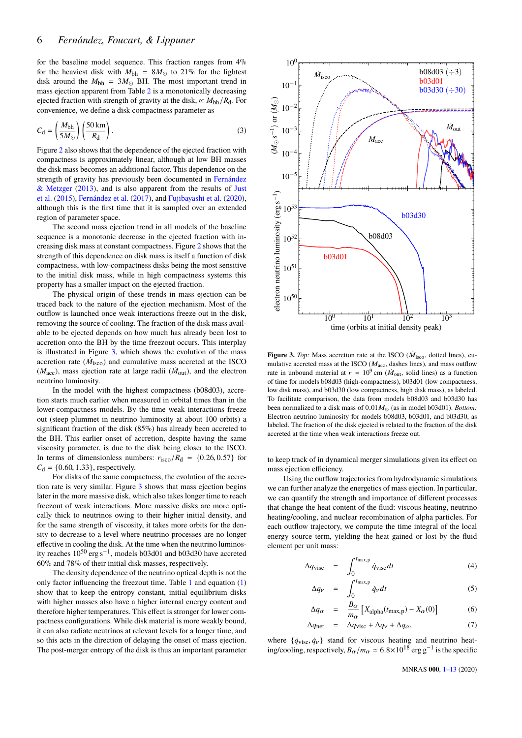for the baseline model sequence. This fraction ranges from 4% for the heaviest disk with $M_{\rm bh} = 8M_\odot$ to 21% for the lightest disk around the $M_{\rm bh} = 3M_\odot$ BH. The most important trend in mass ejection apparent from Table 2 is a monotonically decreasing ejected fraction with strength of gravity at the disk, $\propto M_{\rm bh}/R_{\rm d}$. For convenience, we define a disk compactness parameter as

$$C_{\rm d} = \left(\frac{M_{\rm bh}}{5M_\odot}\right)\left(\frac{50\,{\rm km}}{R_{\rm d}}\right). \tag{3}$$

Figure 2 also shows that the dependence of the ejected fraction with compactness is approximately linear, although at low BH masses the disk mass becomes an additional factor. This dependence on the strength of gravity has previously been documented in Fernández & Metzger (2013), and is also apparent from the results of Just et al. (2015), Fernández et al. (2017), and Fujibayashi et al. (2020), although this is the first time that it is sampled over an extended region of parameter space.

The second mass ejection trend in all models of the baseline sequence is a monotonic decrease in the ejected fraction with increasing disk mass at constant compactness. Figure 2 shows that the strength of this dependence on disk mass is itself a function of disk compactness, with low-compactness disks being the most sensitive to the initial disk mass, while in high compactness systems this property has a smaller impact on the ejected fraction.

The physical origin of these trends in mass ejection can be traced back to the nature of the ejection mechanism. Most of the outflow is launched once weak interactions freeze out in the disk, removing the source of cooling. The fraction of the disk mass available to be ejected depends on how much has already been lost to accretion onto the BH by the time freezout occurs. This interplay is illustrated in Figure 3, which shows the evolution of the mass accretion rate ($\dot{M}_{\rm isco}$) and cumulative mass accreted at the ISCO ($M_{\rm acc}$), mass ejection rate at large radii ($\dot{M}_{\rm out}$), and the electron neutrino luminosity.

In the model with the highest compactness (b08d03), accretion starts much earlier when measured in orbital times than in the lower-compactness models. By the time weak interactions freeze out (steep plummet in neutrino luminosity at about 100 orbits) a significant fraction of the disk (85%) has already been accreted to the BH. This earlier onset of accretion, despite having the same viscosity parameter, is due to the disk being closer to the ISCO. In terms of dimensionless numbers: $r_{\rm isco}/R_{\rm d} = \{0.26, 0.57\}$ for $C_{\rm d} = \{0.60, 1.33\}$, respectively.

For disks of the same compactness, the evolution of the accretion rate is very similar. Figure 3 shows that mass ejection begins later in the more massive disk, which also takes longer time to reach freezout of weak interactions. More massive disks are more optically thick to neutrinos owing to their higher initial density, and for the same strength of viscosity, it takes more orbits for the density to decrease to a level where neutrino processes are no longer effective in cooling the disk. At the time when the neutrino luminosity reaches $10^{50}$ erg s$^{-1}$, models b03d01 and b03d30 have accreted 60% and 78% of their initial disk masses, respectively.

The density dependence of the neutrino optical depth is not the only factor influencing the freezout time. Table 1 and equation (1) show that to keep the entropy constant, initial equilibrium disks with higher masses also have a higher internal energy content and therefore higher temperatures. This effect is stronger for lower compactness configurations. While disk material is more weakly bound, it can also radiate neutrinos at relevant levels for a longer time, and so this acts in the direction of delaying the onset of mass ejection. The post-merger entropy of the disk is thus an important parameter to keep track of in dynamical merger simulations given its effect on mass ejection efficiency.

**Figure 3.** *Top:* Mass accretion rate at the ISCO ($\dot{M}_{\rm isco}$, dotted lines), cumulative accreted mass at the ISCO ($M_{\rm acc}$, dashes lines), and mass outflow rate in unbound material at $r = 10^9$ cm ($\dot{M}_{\rm out}$, solid lines) as a function of time for models b08d03 (high-compactness), b03d01 (low compactness, low disk mass), and b03d30 (low compactness, high disk mass), as labeled. To facilitate comparison, the data from models b08d03 and b03d30 has been normalized to a disk mass of $0.01M_\odot$ (as in model b03d01). *Bottom:* Electron neutrino luminosity for models b08d03, b03d01, and b03d30, as labeled. The fraction of the disk ejected is related to the fraction of the disk accreted at the time when weak interactions freeze out.

Using the outflow trajectories from hydrodynamic simulations we can further analyze the energetics of mass ejection. In particular, we can quantify the strength and importance of different processes that change the heat content of the fluid: viscous heating, neutrino heating/cooling, and nuclear recombination of alpha particles. For each outflow trajectory, we compute the time integral of the local energy source term, yielding the heat gained or lost by the fluid element per unit mass:

$$\Delta q_{\rm visc} = \int_0^{t_{\rm max,p}} \dot{q}_{\rm visc}\, dt \tag{4}$$

$$\Delta q_{\nu} = \int_0^{t_{\rm max,p}} \dot{q}_{\nu}\, dt \tag{5}$$

$$\Delta q_{\alpha} = \frac{B_\alpha}{m_\alpha}\left[X_{\rm alpha}(t_{\rm max,p}) - X_\alpha(0)\right] \tag{6}$$

$$\Delta q_{\rm net} = \Delta q_{\rm visc} + \Delta q_\nu + \Delta q_\alpha, \tag{7}$$

where $\{\dot{q}_{\rm visc}, \dot{q}_\nu\}$ stand for viscous heating and neutrino heating/cooling, respectively, $B_\alpha/m_\alpha \simeq 6.8\times10^{18}$ erg g$^{-1}$ is the specific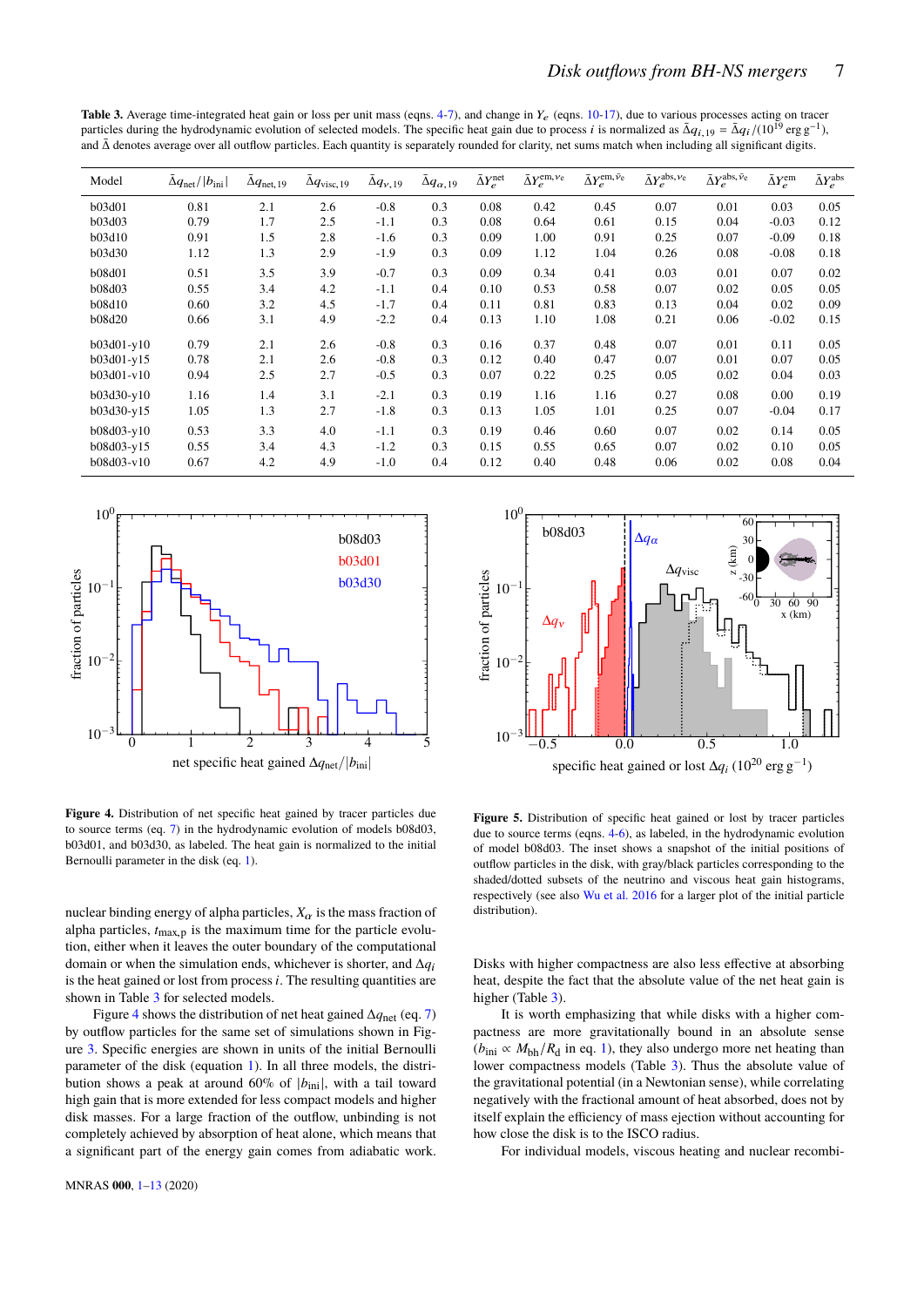**Table 3.** Average time-integrated heat gain or loss per unit mass (eqns. 4-7), and change in $Y_e$ (eqns. 10-17), due to various processes acting on tracer particles during the hydrodynamic evolution of selected models. The specific heat gain due to process $i$ is normalized as $\bar{\Delta}q_{i,19} = \bar{\Delta}q_i/(10^{19}\,\mathrm{erg\,g^{-1}})$, and $\bar{\Delta}$ denotes average over all outflow particles. Each quantity is separately rounded for clarity, net sums match when including all significant digits.

| Model | $\bar{\Delta}q_{\rm net}/\lvert b_{\rm ini}\rvert$ | $\bar{\Delta}q_{\rm net,19}$ | $\bar{\Delta}q_{\rm visc,19}$ | $\bar{\Delta}q_{\nu,19}$ | $\bar{\Delta}q_{\alpha,19}$ | $\bar{\Delta}Y_e^{\rm net}$ | $\bar{\Delta}Y_e^{\rm em,\nu_e}$ | $\bar{\Delta}Y_e^{\rm em,\bar{\nu}_e}$ | $\bar{\Delta}Y_e^{\rm abs,\nu_e}$ | $\bar{\Delta}Y_e^{\rm abs,\bar{\nu}_e}$ | $\bar{\Delta}Y_e^{\rm em}$ | $\bar{\Delta}Y_e^{\rm abs}$ |
|---|---|---|---|---|---|---|---|---|---|---|---|---|
| b03d01 | 0.81 | 2.1 | 2.6 | -0.8 | 0.3 | 0.08 | 0.42 | 0.45 | 0.07 | 0.01 | 0.03 | 0.05 |
| b03d03 | 0.79 | 1.7 | 2.5 | -1.1 | 0.3 | 0.08 | 0.64 | 0.61 | 0.15 | 0.04 | -0.03 | 0.12 |
| b03d10 | 0.91 | 1.5 | 2.8 | -1.6 | 0.3 | 0.09 | 1.00 | 0.91 | 0.25 | 0.07 | -0.09 | 0.18 |
| b03d30 | 1.12 | 1.3 | 2.9 | -1.9 | 0.3 | 0.09 | 1.12 | 1.04 | 0.26 | 0.08 | -0.08 | 0.18 |
| b08d01 | 0.51 | 3.5 | 3.9 | -0.7 | 0.3 | 0.09 | 0.34 | 0.41 | 0.03 | 0.01 | 0.07 | 0.02 |
| b08d03 | 0.55 | 3.4 | 4.2 | -1.1 | 0.4 | 0.10 | 0.53 | 0.58 | 0.07 | 0.02 | 0.05 | 0.05 |
| b08d10 | 0.60 | 3.2 | 4.5 | -1.7 | 0.4 | 0.11 | 0.81 | 0.83 | 0.13 | 0.04 | 0.02 | 0.09 |
| b08d20 | 0.66 | 3.1 | 4.9 | -2.2 | 0.4 | 0.13 | 1.10 | 1.08 | 0.21 | 0.06 | -0.02 | 0.15 |
| b03d01-y10 | 0.79 | 2.1 | 2.6 | -0.8 | 0.3 | 0.16 | 0.37 | 0.48 | 0.07 | 0.01 | 0.11 | 0.05 |
| b03d01-y15 | 0.78 | 2.1 | 2.6 | -0.8 | 0.3 | 0.12 | 0.40 | 0.47 | 0.07 | 0.01 | 0.07 | 0.05 |
| b03d01-v10 | 0.94 | 2.5 | 2.7 | -0.5 | 0.3 | 0.07 | 0.22 | 0.25 | 0.05 | 0.02 | 0.04 | 0.03 |
| b03d30-y10 | 1.16 | 1.4 | 3.1 | -2.1 | 0.3 | 0.19 | 1.16 | 1.16 | 0.27 | 0.08 | 0.00 | 0.19 |
| b03d30-y15 | 1.05 | 1.3 | 2.7 | -1.8 | 0.3 | 0.13 | 1.05 | 1.01 | 0.25 | 0.07 | -0.04 | 0.17 |
| b08d03-y10 | 0.53 | 3.3 | 4.0 | -1.1 | 0.3 | 0.19 | 0.46 | 0.60 | 0.07 | 0.02 | 0.14 | 0.05 |
| b08d03-y15 | 0.55 | 3.4 | 4.3 | -1.2 | 0.3 | 0.15 | 0.55 | 0.65 | 0.07 | 0.02 | 0.10 | 0.05 |
| b08d03-v10 | 0.67 | 4.2 | 4.9 | -1.0 | 0.4 | 0.12 | 0.40 | 0.48 | 0.06 | 0.02 | 0.08 | 0.04 |

**Figure 4.** Distribution of net specific heat gained by tracer particles due to source terms (eq. 7) in the hydrodynamic evolution of models b08d03, b03d01, and b03d30, as labeled. The heat gain is normalized to the initial Bernoulli parameter in the disk (eq. 1).

**Figure 5.** Distribution of specific heat gained or lost by tracer particles due to source terms (eqns. 4-6), as labeled, in the hydrodynamic evolution of model b08d03. The inset shows a snapshot of the initial positions of outflow particles in the disk, with gray/black particles corresponding to the shaded/dotted subsets of the neutrino and viscous heat gain histograms, respectively (see also Wu et al. 2016 for a larger plot of the initial particle distribution).

nuclear binding energy of alpha particles, $X_\alpha$ is the mass fraction of alpha particles, $t_{\rm max,p}$ is the maximum time for the particle evolution, either when it leaves the outer boundary of the computational domain or when the simulation ends, whichever is shorter, and $\Delta q_i$ is the heat gained or lost from process $i$. The resulting quantities are shown in Table 3 for selected models.

Figure 4 shows the distribution of net heat gained $\Delta q_{\rm net}$ (eq. 7) by outflow particles for the same set of simulations shown in Figure 3. Specific energies are shown in units of the initial Bernoulli parameter of the disk (equation 1). In all three models, the distribution shows a peak at around 60% of $|b_{\rm ini}|$, with a tail toward high gain that is more extended for less compact models and higher disk masses. For a large fraction of the outflow, unbinding is not completely achieved by absorption of heat alone, which means that a significant part of the energy gain comes from adiabatic work.

Disks with higher compactness are also less effective at absorbing heat, despite the fact that the absolute value of the net heat gain is higher (Table 3).

It is worth emphasizing that while disks with a higher compactness are more gravitationally bound in an absolute sense ($b_{\rm ini} \propto M_{\rm bh}/R_{\rm d}$ in eq. 1), they also undergo more net heating than lower compactness models (Table 3). Thus the absolute value of the gravitational potential (in a Newtonian sense), while correlating negatively with the fractional amount of heat absorbed, does not by itself explain the efficiency of mass ejection without accounting for how close the disk is to the ISCO radius.

For individual models, viscous heating and nuclear recombi-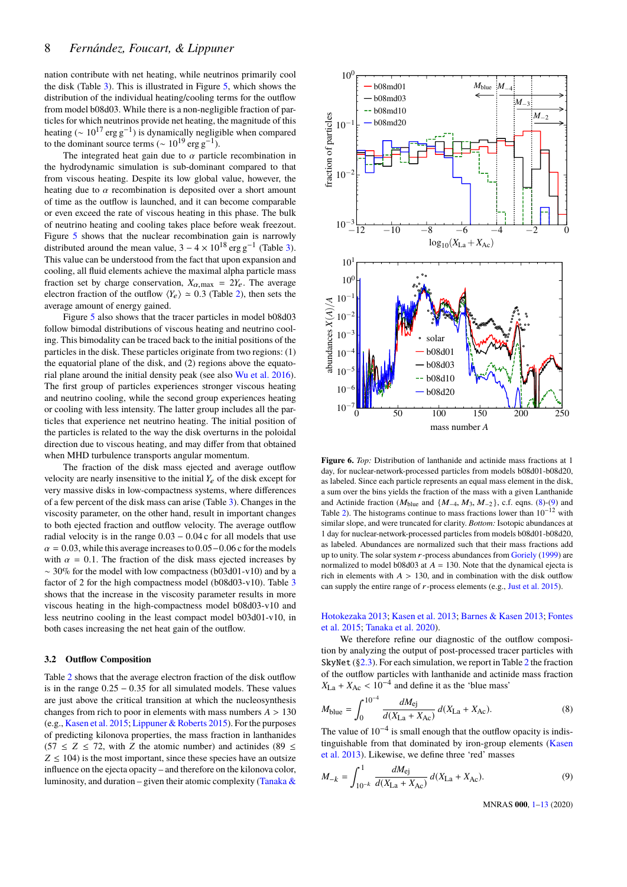nation contribute with net heating, while neutrinos primarily cool the disk (Table 3). This is illustrated in Figure 5, which shows the distribution of the individual heating/cooling terms for the outflow from model b08d03. While there is a non-negligible fraction of particles for which neutrinos provide net heating, the magnitude of this heating ($\sim 10^{17}$ erg g$^{-1}$) is dynamically negligible when compared to the dominant source terms ($\sim 10^{19}$ erg g$^{-1}$).

The integrated heat gain due to $\alpha$ particle recombination in the hydrodynamic simulation is sub-dominant compared to that from viscous heating. Despite its low global value, however, the heating due to $\alpha$ recombination is deposited over a short amount of time as the outflow is launched, and it can become comparable or even exceed the rate of viscous heating in this phase. The bulk of neutrino heating and cooling takes place before weak freezout. Figure 5 shows that the nuclear recombination gain is narrowly distributed around the mean value, $3-4\times 10^{18}$ erg g$^{-1}$ (Table 3). This value can be understood from the fact that upon expansion and cooling, all fluid elements achieve the maximal alpha particle mass fraction set by charge conservation, $X_{\alpha,\max} = 2Y_e$. The average electron fraction of the outflow $\langle Y_e\rangle \simeq 0.3$ (Table 2), then sets the average amount of energy gained.

Figure 5 also shows that the tracer particles in model b08d03 follow bimodal distributions of viscous heating and neutrino cooling. This bimodality can be traced back to the initial positions of the particles in the disk. These particles originate from two regions: (1) the equatorial plane of the disk, and (2) regions above the equatorial plane around the initial density peak (see also Wu et al. 2016). The first group of particles experiences stronger viscous heating and neutrino cooling, while the second group experiences heating or cooling with less intensity. The latter group includes all the particles that experience net neutrino heating. The initial position of the particles is related to the way the disk overturns in the poloidal direction due to viscous heating, and may differ from that obtained when MHD turbulence transports angular momentum.

The fraction of the disk mass ejected and average outflow velocity are nearly insensitive to the initial $Y_e$ of the disk except for very massive disks in low-compactness systems, where differences of a few percent of the disk mass can arise (Table 3). Changes in the viscosity parameter, on the other hand, result in important changes to both ejected fraction and outflow velocity. The average outflow radial velocity is in the range $0.03-0.04$ c for all models that use $\alpha = 0.03$, while this average increases to $0.05-0.06$ c for the models with $\alpha = 0.1$. The fraction of the disk mass ejected increases by $\sim 30\%$ for the model with low compactness (b03d01-v10) and by a factor of 2 for the high compactness model (b08d03-v10). Table 3 shows that the increase in the viscosity parameter results in more viscous heating in the high-compactness model b08d03-v10 and less neutrino cooling in the least compact model b03d01-v10, in both cases increasing the net heat gain of the outflow.

### 3.2 Outflow Composition

Table 2 shows that the average electron fraction of the disk outflow is in the range $0.25-0.35$ for all simulated models. These values are just above the critical transition at which the nucleosynthesis changes from rich to poor in elements with mass numbers $A > 130$ (e.g., Kasen et al. 2015; Lippuner & Roberts 2015). For the purposes of predicting kilonova properties, the mass fraction in lanthanides ($57 \leq Z \leq 72$, with $Z$ the atomic number) and actinides ($89 \leq Z \leq 104$) is the most important, since these species have an outsize influence on the ejecta opacity – and therefore on the kilonova color, luminosity, and duration – given their atomic complexity (Tanaka & Hotokezaka 2013; Kasen et al. 2013; Barnes & Kasen 2013; Fontes et al. 2015; Tanaka et al. 2020).

**Figure 6.** *Top:* Distribution of lanthanide and actinide mass fractions at 1 day, for nuclear-network-processed particles from models b08d01-b08d20, as labeled. Since each particle represents an equal mass element in the disk, a sum over the bins yields the fraction of the mass with a given Lanthanide and Actinide fraction ($M_{\rm blue}$ and $\{M_{-4}, M_3, M_{-2}\}$, c.f. eqns. (8)-(9) and Table 2). The histograms continue to mass fractions lower than $10^{-12}$ with similar slope, and were truncated for clarity. *Bottom:* Isotopic abundances at 1 day for nuclear-network-processed particles from models b08d01-b08d20, as labeled. Abundances are normalized such that their mass fractions add up to unity. The solar system $r$-process abundances from Goriely (1999) are normalized to model b08d03 at $A = 130$. Note that the dynamical ejecta is rich in elements with $A > 130$, and in combination with the disk outflow can supply the entire range of $r$-process elements (e.g., Just et al. 2015).

We therefore refine our diagnostic of the outflow composition by analyzing the output of post-processed tracer particles with SkyNet (§2.3). For each simulation, we report in Table 2 the fraction of the outflow particles with lanthanide and actinide mass fraction $X_{\rm La}+X_{\rm Ac} < 10^{-4}$ and define it as the 'blue mass'

$$M_{\rm blue} = \int_0^{10^{-4}} \frac{dM_{\rm ej}}{d(X_{\rm La}+X_{\rm Ac})}\, d(X_{\rm La}+X_{\rm Ac}). \tag{8}$$

The value of $10^{-4}$ is small enough that the outflow opacity is indistinguishable from that dominated by iron-group elements (Kasen et al. 2013). Likewise, we define three 'red' masses

$$M_{-k} = \int_{10^{-k}}^{1} \frac{dM_{\rm ej}}{d(X_{\rm La}+X_{\rm Ac})}\, d(X_{\rm La}+X_{\rm Ac}). \tag{9}$$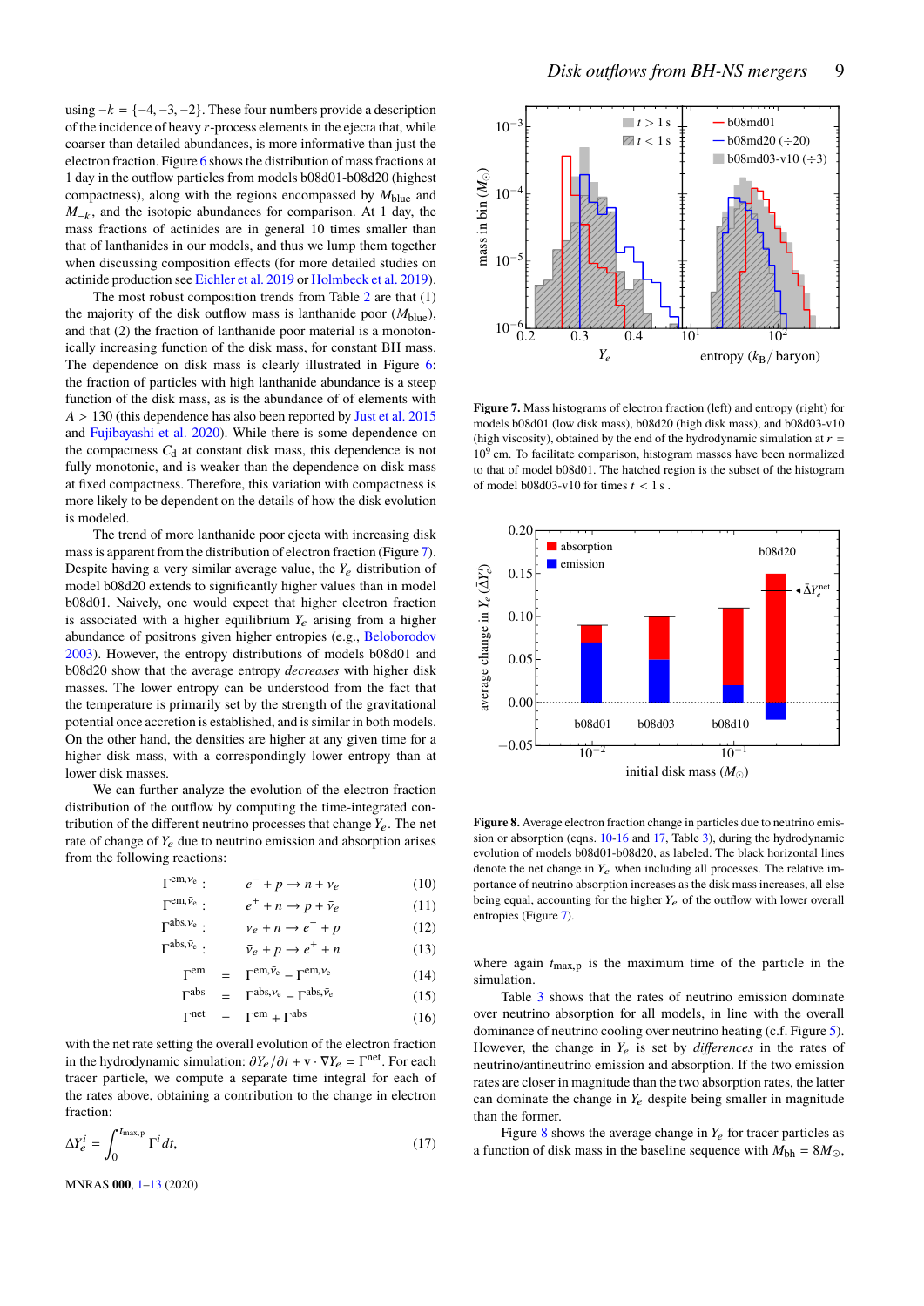using $-k = \{-4, -3, -2\}$. These four numbers provide a description of the incidence of heavy $r$-process elements in the ejecta that, while coarser than detailed abundances, is more informative than just the electron fraction. Figure 6 shows the distribution of mass fractions at 1 day in the outflow particles from models b08d01-b08d20 (highest compactness), along with the regions encompassed by $M_{\rm blue}$ and $M_{-k}$, and the isotopic abundances for comparison. At 1 day, the mass fractions of actinides are in general 10 times smaller than that of lanthanides in our models, and thus we lump them together when discussing composition effects (for more detailed studies on actinide production see Eichler et al. 2019 or Holmbeck et al. 2019).

The most robust composition trends from Table 2 are that (1) the majority of the disk outflow mass is lanthanide poor ($M_{\rm blue}$), and that (2) the fraction of lanthanide poor material is a monotonically increasing function of the disk mass, for constant BH mass. The dependence on disk mass is clearly illustrated in Figure 6: the fraction of particles with high lanthanide abundance is a steep function of the disk mass, as is the abundance of of elements with $A > 130$ (this dependence has also been reported by Just et al. 2015 and Fujibayashi et al. 2020). While there is some dependence on the compactness $C_{\rm d}$ at constant disk mass, this dependence is not fully monotonic, and is weaker than the dependence on disk mass at fixed compactness. Therefore, this variation with compactness is more likely to be dependent on the details of how the disk evolution is modeled.

The trend of more lanthanide poor ejecta with increasing disk mass is apparent from the distribution of electron fraction (Figure 7). Despite having a very similar average value, the $Y_e$ distribution of model b08d20 extends to significantly higher values than in model b08d01. Naively, one would expect that higher electron fraction is associated with a higher equilibrium $Y_e$ arising from a higher abundance of positrons given higher entropies (e.g., Beloborodov 2003). However, the entropy distributions of models b08d01 and b08d20 show that the average entropy *decreases* with higher disk masses. The lower entropy can be understood from the fact that the temperature is primarily set by the strength of the gravitational potential once accretion is established, and is similar in both models. On the other hand, the densities are higher at any given time for a higher disk mass, with a correspondingly lower entropy than at lower disk masses.

We can further analyze the evolution of the electron fraction distribution of the outflow by computing the time-integrated contribution of the different neutrino processes that change $Y_e$. The net rate of change of $Y_e$ due to neutrino emission and absorption arises from the following reactions:

$$\Gamma^{{\rm em},\nu_e}: \quad e^- + p \to n + \nu_e \tag{10}$$

$$\Gamma^{{\rm em},\bar{\nu}_e}: \quad e^+ + n \to p + \bar{\nu}_e \tag{11}$$

$$\Gamma^{{\rm abs},\nu_e}: \quad \nu_e + n \to e^- + p \tag{12}$$

$$\Gamma^{{\rm abs},\bar{\nu}_e}: \quad \bar{\nu}_e + p \to e^+ + n \tag{13}$$

$$\Gamma^{\rm em} = \Gamma^{{\rm em},\bar{\nu}_e} - \Gamma^{{\rm em},\nu_e} \tag{14}$$

$$\Gamma^{\rm abs} = \Gamma^{{\rm abs},\nu_e} - \Gamma^{{\rm abs},\bar{\nu}_e} \tag{15}$$

$$\Gamma^{\rm net} = \Gamma^{\rm em} + \Gamma^{\rm abs} \tag{16}$$

with the net rate setting the overall evolution of the electron fraction in the hydrodynamic simulation: $\partial Y_e/\partial t + \mathbf{v}\cdot\nabla Y_e = \Gamma^{\rm net}$. For each tracer particle, we compute a separate time integral for each of the rates above, obtaining a contribution to the change in electron fraction:

$$\Delta Y_e^i = \int_0^{t_{\rm max,p}} \Gamma^i\, dt, \tag{17}$$

where again $t_{\rm max,p}$ is the maximum time of the particle in the simulation.

Table 3 shows that the rates of neutrino emission dominate over neutrino absorption for all models, in line with the overall dominance of neutrino cooling over neutrino heating (c.f. Figure 5). However, the change in $Y_e$ is set by *differences* in the rates of neutrino/antineutrino emission and absorption. If the two emission rates are closer in magnitude than the two absorption rates, the latter can dominate the change in $Y_e$ despite being smaller in magnitude than the former.

Figure 8 shows the average change in $Y_e$ for tracer particles as a function of disk mass in the baseline sequence with $M_{\rm bh} = 8M_\odot$,

**Figure 7.** Mass histograms of electron fraction (left) and entropy (right) for models b08d01 (low disk mass), b08d20 (high disk mass), and b08d03-v10 (high viscosity), obtained by the end of the hydrodynamic simulation at $r = 10^9$ cm. To facilitate comparison, histogram masses have been normalized to that of model b08d01. The hatched region is the subset of the histogram of model b08d03-v10 for times $t < 1$ s .

**Figure 8.** Average electron fraction change in particles due to neutrino emission or absorption (eqns. 10-16 and 17, Table 3), during the hydrodynamic evolution of models b08d01-b08d20, as labeled. The black horizontal lines denote the net change in $Y_e$ when including all processes. The relative importance of neutrino absorption increases as the disk mass increases, all else being equal, accounting for the higher $Y_e$ of the outflow with lower overall entropies (Figure 7).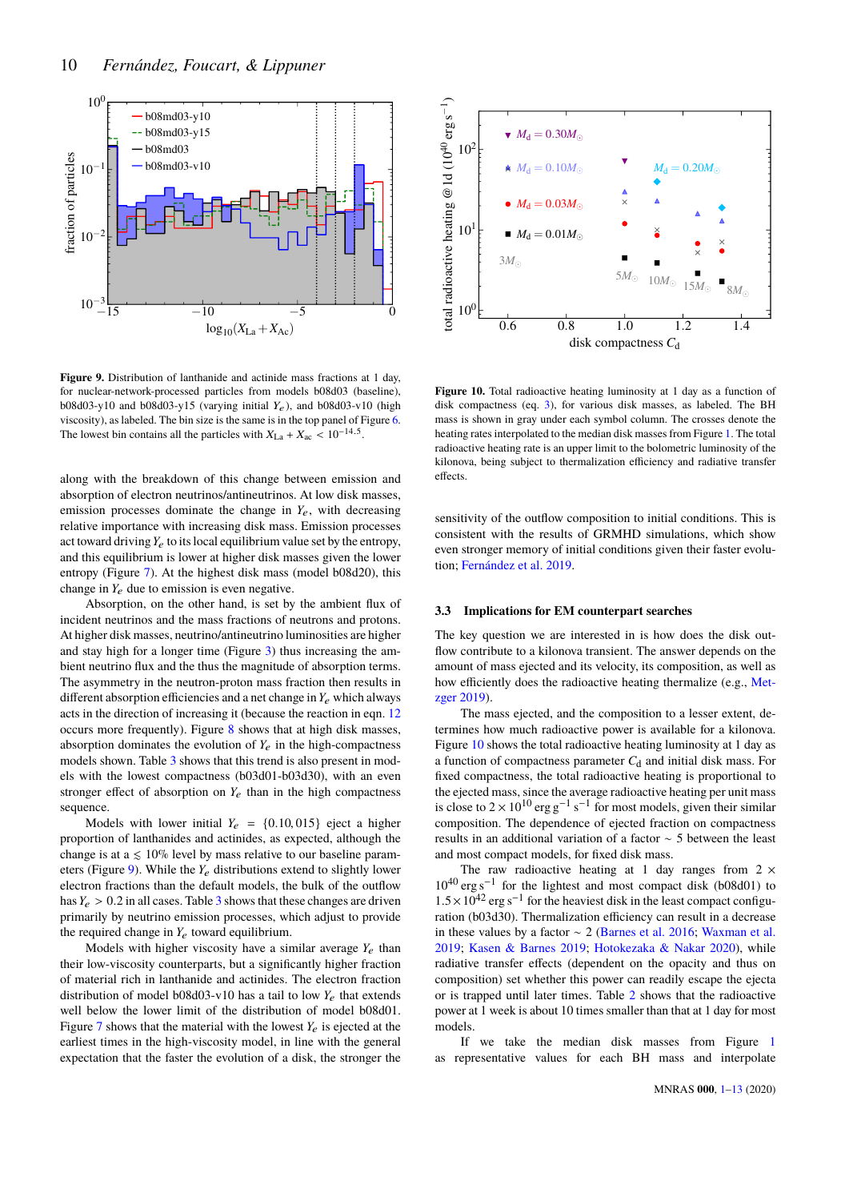**Figure 9.** Distribution of lanthanide and actinide mass fractions at 1 day, for nuclear-network-processed particles from models b08d03 (baseline), b08d03-y10 and b08d03-y15 (varying initial $Y_e$), and b08d03-v10 (high viscosity), as labeled. The bin size is the same is in the top panel of Figure 6. The lowest bin contains all the particles with $X_{\rm La} + X_{\rm ac} < 10^{-14.5}$.

**Figure 10.** Total radioactive heating luminosity at 1 day as a function of disk compactness (eq. 3), for various disk masses, as labeled. The BH mass is shown in gray under each symbol column. The crosses denote the heating rates interpolated to the median disk masses from Figure 1. The total radioactive heating rate is an upper limit to the bolometric luminosity of the kilonova, being subject to thermalization efficiency and radiative transfer effects.

along with the breakdown of this change between emission and absorption of electron neutrinos/antineutrinos. At low disk masses, emission processes dominate the change in $Y_e$, with decreasing relative importance with increasing disk mass. Emission processes act toward driving $Y_e$ to its local equilibrium value set by the entropy, and this equilibrium is lower at higher disk masses given the lower entropy (Figure 7). At the highest disk mass (model b08d20), this change in $Y_e$ due to emission is even negative.

Absorption, on the other hand, is set by the ambient flux of incident neutrinos and the mass fractions of neutrons and protons. At higher disk masses, neutrino/antineutrino luminosities are higher and stay high for a longer time (Figure 3) thus increasing the ambient neutrino flux and the thus the magnitude of absorption terms. The asymmetry in the neutron-proton mass fraction then results in different absorption efficiencies and a net change in $Y_e$ which always acts in the direction of increasing it (because the reaction in eqn. 12 occurs more frequently). Figure 8 shows that at high disk masses, absorption dominates the evolution of $Y_e$ in the high-compactness models shown. Table 3 shows that this trend is also present in models with the lowest compactness (b03d01-b03d30), with an even stronger effect of absorption on $Y_e$ than in the high compactness sequence.

Models with lower initial $Y_e = \{0.10, 015\}$ eject a higher proportion of lanthanides and actinides, as expected, although the change is at a $\lesssim 10\%$ level by mass relative to our baseline parameters (Figure 9). While the $Y_e$ distributions extend to slightly lower electron fractions than the default models, the bulk of the outflow has $Y_e > 0.2$ in all cases. Table 3 shows that these changes are driven primarily by neutrino emission processes, which adjust to provide the required change in $Y_e$ toward equilibrium.

Models with higher viscosity have a similar average $Y_e$ than their low-viscosity counterparts, but a significantly higher fraction of material rich in lanthanide and actinides. The electron fraction distribution of model b08d03-v10 has a tail to low $Y_e$ that extends well below the lower limit of the distribution of model b08d01. Figure 7 shows that the material with the lowest $Y_e$ is ejected at the earliest times in the high-viscosity model, in line with the general expectation that the faster the evolution of a disk, the stronger the sensitivity of the outflow composition to initial conditions. This is consistent with the results of GRMHD simulations, which show even stronger memory of initial conditions given their faster evolution; Fernández et al. 2019.

### 3.3 Implications for EM counterpart searches

The key question we are interested in is how does the disk outflow contribute to a kilonova transient. The answer depends on the amount of mass ejected and its velocity, its composition, as well as how efficiently does the radioactive heating thermalize (e.g., Metzger 2019).

The mass ejected, and the composition to a lesser extent, determines how much radioactive power is available for a kilonova. Figure 10 shows the total radioactive heating luminosity at 1 day as a function of compactness parameter $C_{\rm d}$ and initial disk mass. For fixed compactness, the total radioactive heating is proportional to the ejected mass, since the average radioactive heating per unit mass is close to $2\times10^{10}$ erg g$^{-1}$ s$^{-1}$ for most models, given their similar composition. The dependence of ejected fraction on compactness results in an additional variation of a factor $\sim 5$ between the least and most compact models, for fixed disk mass.

The raw radioactive heating at 1 day ranges from $2\times 10^{40}$ erg s$^{-1}$ for the lightest and most compact disk (b08d01) to $1.5\times10^{42}$ erg s$^{-1}$ for the heaviest disk in the least compact configuration (b03d30). Thermalization efficiency can result in a decrease in these values by a factor $\sim 2$ (Barnes et al. 2016; Waxman et al. 2019; Kasen & Barnes 2019; Hotokezaka & Nakar 2020), while radiative transfer effects (dependent on the opacity and thus on composition) set whether this power can readily escape the ejecta or is trapped until later times. Table 2 shows that the radioactive power at 1 week is about 10 times smaller than that at 1 day for most models.

If we take the median disk masses from Figure 1 as representative values for each BH mass and interpolate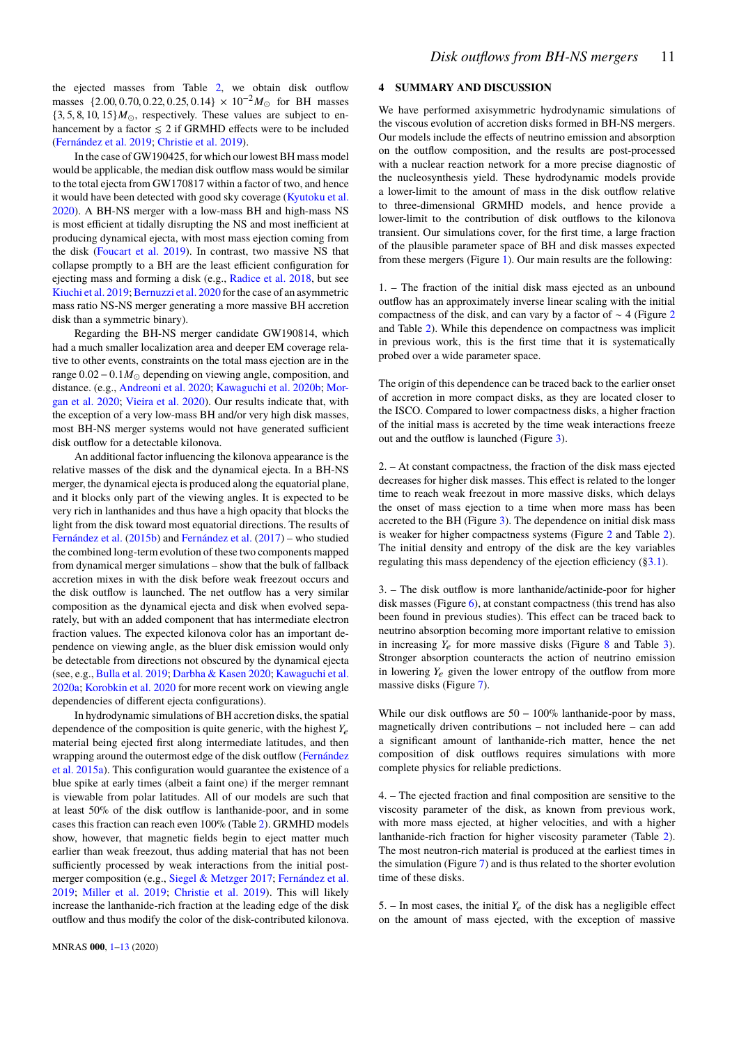the ejected masses from Table 2, we obtain disk outflow masses $\{2.00, 0.70, 0.22, 0.25, 0.14\} \times 10^{-2} M_\odot$ for BH masses $\{3, 5, 8, 10, 15\} M_\odot$, respectively. These values are subject to enhancement by a factor $\lesssim 2$ if GRMHD effects were to be included (Fernández et al. 2019; Christie et al. 2019).

In the case of GW190425, for which our lowest BH mass model would be applicable, the median disk outflow mass would be similar to the total ejecta from GW170817 within a factor of two, and hence it would have been detected with good sky coverage (Kyutoku et al. 2020). A BH-NS merger with a low-mass BH and high-mass NS is most efficient at tidally disrupting the NS and most inefficient at producing dynamical ejecta, with most mass ejection coming from the disk (Foucart et al. 2019). In contrast, two massive NS that collapse promptly to a BH are the least efficient configuration for ejecting mass and forming a disk (e.g., Radice et al. 2018, but see Kiuchi et al. 2019; Bernuzzi et al. 2020 for the case of an asymmetric mass ratio NS-NS merger generating a more massive BH accretion disk than a symmetric binary).

Regarding the BH-NS merger candidate GW190814, which had a much smaller localization area and deeper EM coverage relative to other events, constraints on the total mass ejection are in the range $0.02 - 0.1 M_\odot$ depending on viewing angle, composition, and distance. (e.g., Andreoni et al. 2020; Kawaguchi et al. 2020b; Morgan et al. 2020; Vieira et al. 2020). Our results indicate that, with the exception of a very low-mass BH and/or very high disk masses, most BH-NS merger systems would not have generated sufficient disk outflow for a detectable kilonova.

An additional factor influencing the kilonova appearance is the relative masses of the disk and the dynamical ejecta. In a BH-NS merger, the dynamical ejecta is produced along the equatorial plane, and it blocks only part of the viewing angles. It is expected to be very rich in lanthanides and thus have a high opacity that blocks the light from the disk toward most equatorial directions. The results of Fernández et al. (2015b) and Fernández et al. (2017) – who studied the combined long-term evolution of these two components mapped from dynamical merger simulations – show that the bulk of fallback accretion mixes in with the disk before weak freezout occurs and the disk outflow is launched. The net outflow has a very similar composition as the dynamical ejecta and disk when evolved separately, but with an added component that has intermediate electron fraction values. The expected kilonova color has an important dependence on viewing angle, as the bluer disk emission would only be detectable from directions not obscured by the dynamical ejecta (see, e.g., Bulla et al. 2019; Darbha & Kasen 2020; Kawaguchi et al. 2020a; Korobkin et al. 2020 for more recent work on viewing angle dependencies of different ejecta configurations).

In hydrodynamic simulations of BH accretion disks, the spatial dependence of the composition is quite generic, with the highest $Y_e$ material being ejected first along intermediate latitudes, and then wrapping around the outermost edge of the disk outflow (Fernández et al. 2015a). This configuration would guarantee the existence of a blue spike at early times (albeit a faint one) if the merger remnant is viewable from polar latitudes. All of our models are such that at least 50% of the disk outflow is lanthanide-poor, and in some cases this fraction can reach even 100% (Table 2). GRMHD models show, however, that magnetic fields begin to eject matter much earlier than weak freezout, thus adding material that has not been sufficiently processed by weak interactions from the initial post-merger composition (e.g., Siegel & Metzger 2017; Fernández et al. 2019; Miller et al. 2019; Christie et al. 2019). This will likely increase the lanthanide-rich fraction at the leading edge of the disk outflow and thus modify the color of the disk-contributed kilonova.

## 4 SUMMARY AND DISCUSSION

We have performed axisymmetric hydrodynamic simulations of the viscous evolution of accretion disks formed in BH-NS mergers. Our models include the effects of neutrino emission and absorption on the outflow composition, and the results are post-processed with a nuclear reaction network for a more precise diagnostic of the nucleosynthesis yield. These hydrodynamic models provide a lower-limit to the amount of mass in the disk outflow relative to three-dimensional GRMHD models, and hence provide a lower-limit to the contribution of disk outflows to the kilonova transient. Our simulations cover, for the first time, a large fraction of the plausible parameter space of BH and disk masses expected from these mergers (Figure 1). Our main results are the following:

1. – The fraction of the initial disk mass ejected as an unbound outflow has an approximately inverse linear scaling with the initial compactness of the disk, and can vary by a factor of $\sim 4$ (Figure 2 and Table 2). While this dependence on compactness was implicit in previous work, this is the first time that it is systematically probed over a wide parameter space.

The origin of this dependence can be traced back to the earlier onset of accretion in more compact disks, as they are located closer to the ISCO. Compared to lower compactness disks, a higher fraction of the initial mass is accreted by the time weak interactions freeze out and the outflow is launched (Figure 3).

2. – At constant compactness, the fraction of the disk mass ejected decreases for higher disk masses. This effect is related to the longer time to reach weak freezout in more massive disks, which delays the onset of mass ejection to a time when more mass has been accreted to the BH (Figure 3). The dependence on initial disk mass is weaker for higher compactness systems (Figure 2 and Table 2). The initial density and entropy of the disk are the key variables regulating this mass dependency of the ejection efficiency (§3.1).

3. – The disk outflow is more lanthanide/actinide-poor for higher disk masses (Figure 6), at constant compactness (this trend has also been found in previous studies). This effect can be traced back to neutrino absorption becoming more important relative to emission in increasing $Y_e$ for more massive disks (Figure 8 and Table 3). Stronger absorption counteracts the action of neutrino emission in lowering $Y_e$ given the lower entropy of the outflow from more massive disks (Figure 7).

While our disk outflows are 50 – 100% lanthanide-poor by mass, magnetically driven contributions – not included here – can add a significant amount of lanthanide-rich matter, hence the net composition of disk outflows requires simulations with more complete physics for reliable predictions.

4. – The ejected fraction and final composition are sensitive to the viscosity parameter of the disk, as known from previous work, with more mass ejected, at higher velocities, and with a higher lanthanide-rich fraction for higher viscosity parameter (Table 2). The most neutron-rich material is produced at the earliest times in the simulation (Figure 7) and is thus related to the shorter evolution time of these disks.

5. – In most cases, the initial $Y_e$ of the disk has a negligible effect on the amount of mass ejected, with the exception of massive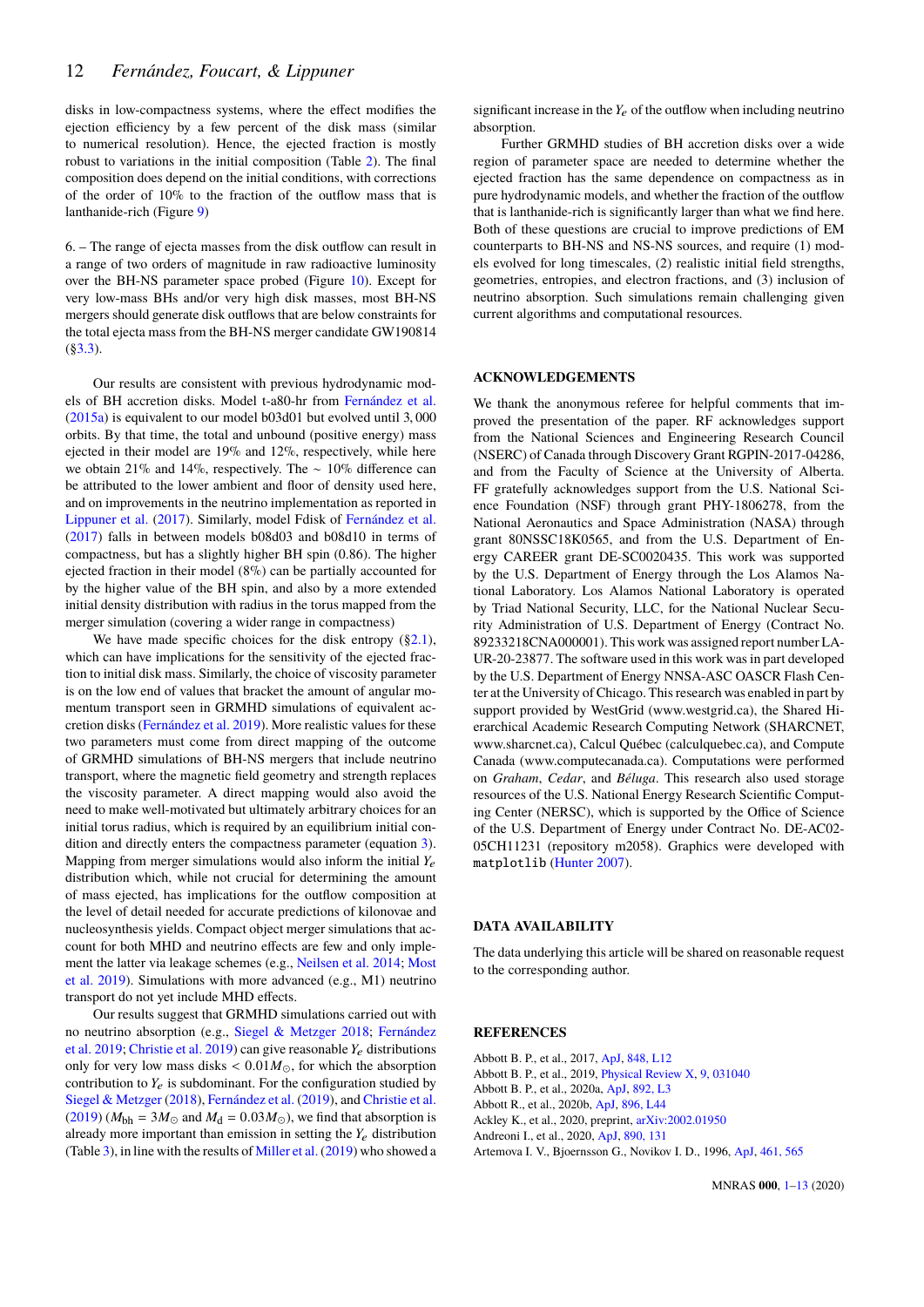disks in low-compactness systems, where the effect modifies the ejection efficiency by a few percent of the disk mass (similar to numerical resolution). Hence, the ejected fraction is mostly robust to variations in the initial composition (Table 2). The final composition does depend on the initial conditions, with corrections of the order of 10% to the fraction of the outflow mass that is lanthanide-rich (Figure 9)

6. – The range of ejecta masses from the disk outflow can result in a range of two orders of magnitude in raw radioactive luminosity over the BH-NS parameter space probed (Figure 10). Except for very low-mass BHs and/or very high disk masses, most BH-NS mergers should generate disk outflows that are below constraints for the total ejecta mass from the BH-NS merger candidate GW190814 (§3.3).

Our results are consistent with previous hydrodynamic models of BH accretion disks. Model t-a80-hr from Fernández et al. (2015a) is equivalent to our model b03d01 but evolved until 3,000 orbits. By that time, the total and unbound (positive energy) mass ejected in their model are 19% and 12%, respectively, while here we obtain 21% and 14%, respectively. The $\sim$ 10% difference can be attributed to the lower ambient and floor of density used here, and on improvements in the neutrino implementation as reported in Lippuner et al. (2017). Similarly, model Fdisk of Fernández et al. (2017) falls in between models b08d03 and b08d10 in terms of compactness, but has a slightly higher BH spin (0.86). The higher ejected fraction in their model (8%) can be partially accounted for by the higher value of the BH spin, and also by a more extended initial density distribution with radius in the torus mapped from the merger simulation (covering a wider range in compactness)

We have made specific choices for the disk entropy (§2.1), which can have implications for the sensitivity of the ejected fraction to initial disk mass. Similarly, the choice of viscosity parameter is on the low end of values that bracket the amount of angular momentum transport seen in GRMHD simulations of equivalent accretion disks (Fernández et al. 2019). More realistic values for these two parameters must come from direct mapping of the outcome of GRMHD simulations of BH-NS mergers that include neutrino transport, where the magnetic field geometry and strength replaces the viscosity parameter. A direct mapping would also avoid the need to make well-motivated but ultimately arbitrary choices for an initial torus radius, which is required by an equilibrium initial condition and directly enters the compactness parameter (equation 3). Mapping from merger simulations would also inform the initial $Y_e$ distribution which, while not crucial for determining the amount of mass ejected, has implications for the outflow composition at the level of detail needed for accurate predictions of kilonovae and nucleosynthesis yields. Compact object merger simulations that account for both MHD and neutrino effects are few and only implement the latter via leakage schemes (e.g., Neilsen et al. 2014; Most et al. 2019). Simulations with more advanced (e.g., M1) neutrino transport do not yet include MHD effects.

Our results suggest that GRMHD simulations carried out with no neutrino absorption (e.g., Siegel & Metzger 2018; Fernández et al. 2019; Christie et al. 2019) can give reasonable $Y_e$ distributions only for very low mass disks $< 0.01 M_\odot$, for which the absorption contribution to $Y_e$ is subdominant. For the configuration studied by Siegel & Metzger (2018), Fernández et al. (2019), and Christie et al. (2019) ($M_{\rm bh} = 3M_\odot$ and $M_{\rm d} = 0.03 M_\odot$), we find that absorption is already more important than emission in setting the $Y_e$ distribution (Table 3), in line with the results of Miller et al. (2019) who showed a significant increase in the $Y_e$ of the outflow when including neutrino absorption.

Further GRMHD studies of BH accretion disks over a wide region of parameter space are needed to determine whether the ejected fraction has the same dependence on compactness as in pure hydrodynamic models, and whether the fraction of the outflow that is lanthanide-rich is significantly larger than what we find here. Both of these questions are crucial to improve predictions of EM counterparts to BH-NS and NS-NS sources, and require (1) models evolved for long timescales, (2) realistic initial field strengths, geometries, entropies, and electron fractions, and (3) inclusion of neutrino absorption. Such simulations remain challenging given current algorithms and computational resources.

## ACKNOWLEDGEMENTS

We thank the anonymous referee for helpful comments that improved the presentation of the paper. RF acknowledges support from the National Sciences and Engineering Research Council (NSERC) of Canada through Discovery Grant RGPIN-2017-04286, and from the Faculty of Science at the University of Alberta. FF gratefully acknowledges support from the U.S. National Science Foundation (NSF) through grant PHY-1806278, from the National Aeronautics and Space Administration (NASA) through grant 80NSSC18K0565, and from the U.S. Department of Energy CAREER grant DE-SC0020435. This work was supported by the U.S. Department of Energy through the Los Alamos National Laboratory. Los Alamos National Laboratory is operated by Triad National Security, LLC, for the National Nuclear Security Administration of U.S. Department of Energy (Contract No. 89233218CNA000001). This work was assigned report number LA-UR-20-23877. The software used in this work was in part developed by the U.S. Department of Energy NNSA-ASC OASCR Flash Center at the University of Chicago. This research was enabled in part by support provided by WestGrid (www.westgrid.ca), the Shared Hierarchical Academic Research Computing Network (SHARCNET, www.sharcnet.ca), Calcul Québec (calculquebec.ca), and Compute Canada (www.computecanada.ca). Computations were performed on *Graham*, *Cedar*, and *Béluga*. This research also used storage resources of the U.S. National Energy Research Scientific Computing Center (NERSC), which is supported by the Office of Science of the U.S. Department of Energy under Contract No. DE-AC02-05CH11231 (repository m2058). Graphics were developed with `matplotlib` (Hunter 2007).

## DATA AVAILABILITY

The data underlying this article will be shared on reasonable request to the corresponding author.

## REFERENCES

Abbott B. P., et al., 2017, ApJ, 848, L12
Abbott B. P., et al., 2019, Physical Review X, 9, 031040
Abbott B. P., et al., 2020a, ApJ, 892, L3
Abbott R., et al., 2020b, ApJ, 896, L44
Ackley K., et al., 2020, preprint, arXiv:2002.01950
Andreoni I., et al., 2020, ApJ, 890, 131
Artemova I. V., Bjoernsson G., Novikov I. D., 1996, ApJ, 461, 565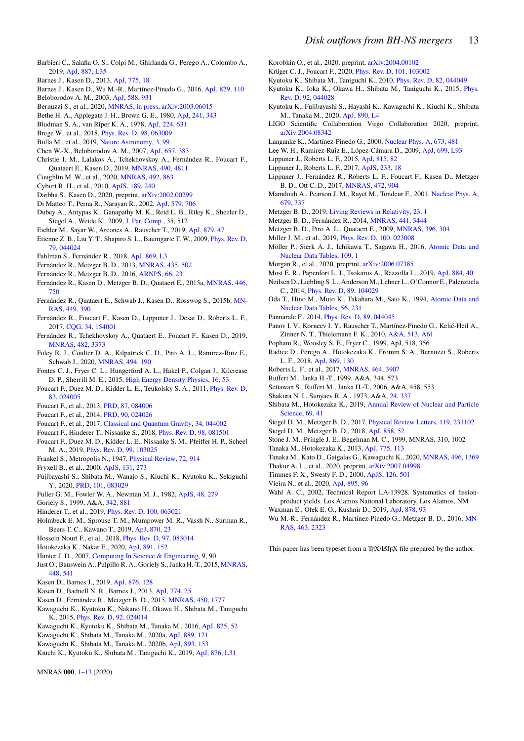Barbieri C., Salafia O. S., Colpi M., Ghirlanda G., Perego A., Colombo A., 2019, ApJ, 887, L35

Barnes J., Kasen D., 2013, ApJ, 775, 18

Barnes J., Kasen D., Wu M.-R., Martínez-Pinedo G., 2016, ApJ, 829, 110

Beloborodov A. M., 2003, ApJ, 588, 931

Bernuzzi S., et al., 2020, MNRAS, in press, arXiv:2003.06015

Bethe H. A., Applegate J. H., Brown G. E., 1980, ApJ, 241, 343

Bludman S. A., van Riper K. A., 1978, ApJ, 224, 631

Brege W., et al., 2018, Phys. Rev. D, 98, 063009

Bulla M., et al., 2019, Nature Astronomy, 3, 99

Chen W.-X., Beloborodov A. M., 2007, ApJ, 657, 383

Christie I. M., Lalakos A., Tchekhovskoy A., Fernández R., Foucart F., Quataert E., Kasen D., 2019, MNRAS, 490, 4811

Coughlin M. W., et al., 2020, MNRAS, 492, 863

Cyburt R. H., et al., 2010, ApJS, 189, 240

Darbha S., Kasen D., 2020, preprint, arXiv:2002.00299

Di Matteo T., Perna R., Narayan R., 2002, ApJ, 579, 706

Dubey A., Antypas K., Ganapathy M. K., Reid L. B., Riley K., Sheeler D., Siegel A., Weide K., 2009, J. Par. Comp., 35, 512

Eichler M., Sayar W., Arcones A., Rauscher T., 2019, ApJ, 879, 47

Etienne Z. B., Liu Y. T., Shapiro S. L., Baumgarte T. W., 2009, Phys. Rev. D, 79, 044024

Fahlman S., Fernández R., 2018, ApJ, 869, L3

Fernández R., Metzger B. D., 2013, MNRAS, 435, 502

Fernández R., Metzger B. D., 2016, ARNPS, 66, 23

Fernández R., Kasen D., Metzger B. D., Quataert E., 2015a, MNRAS, 446, 750

Fernández R., Quataert E., Schwab J., Kasen D., Rosswog S., 2015b, MNRAS, 449, 390

Fernández R., Foucart F., Kasen D., Lippuner J., Desai D., Roberts L. F., 2017, CQG, 34, 154001

Fernández R., Tchekhovskoy A., Quataert E., Foucart F., Kasen D., 2019, MNRAS, 482, 3373

Foley R. J., Coulter D. A., Kilpatrick C. D., Piro A. L., Ramirez-Ruiz E., Schwab J., 2020, MNRAS, 494, 190

Fontes C. J., Fryer C. L., Hungerford A. L., Hakel P., Colgan J., Kilcrease D. P., Sherrill M. E., 2015, High Energy Density Physics, 16, 53

Foucart F., Duez M. D., Kidder L. E., Teukolsky S. A., 2011, Phys. Rev. D, 83, 024005

Foucart F., et al., 2013, PRD, 87, 084006

Foucart F., et al., 2014, PRD, 90, 024026

Foucart F., et al., 2017, Classical and Quantum Gravity, 34, 044002

Foucart F., Hinderer T., Nissanke S., 2018, Phys. Rev. D, 98, 081501

Foucart F., Duez M. D., Kidder L. E., Nissanke S. M., Pfeiffer H. P., Scheel M. A., 2019, Phys. Rev. D, 99, 103025

Frankel S., Metropolis N., 1947, Physical Review, 72, 914

Fryxell B., et al., 2000, ApJS, 131, 273

Fujibayashi S., Shibata M., Wanajo S., Kiuchi K., Kyutoku K., Sekiguchi Y., 2020, PRD, 101, 083029

Fuller G. M., Fowler W. A., Newman M. J., 1982, ApJS, 48, 279

Goriely S., 1999, A&A, 342, 881

Hinderer T., et al., 2019, Phys. Rev. D, 100, 063021

Holmbeck E. M., Sprouse T. M., Mumpower M. R., Vassh N., Surman R., Beers T. C., Kawano T., 2019, ApJ, 870, 23

Hossein Nouri F., et al., 2018, Phys. Rev. D, 97, 083014

Hotokezaka K., Nakar E., 2020, ApJ, 891, 152

Hunter J. D., 2007, Computing In Science & Engineering, 9, 90

Just O., Bauswein A., Pulpillo R. A., Goriely S., Janka H.-T., 2015, MNRAS, 448, 541

Kasen D., Barnes J., 2019, ApJ, 876, 128

Kasen D., Badnell N. R., Barnes J., 2013, ApJ, 774, 25

Kasen D., Fernández R., Metzger B. D., 2015, MNRAS, 450, 1777

Kawaguchi K., Kyutoku K., Nakano H., Okawa H., Shibata M., Taniguchi K., 2015, Phys. Rev. D, 92, 024014

Kawaguchi K., Kyutoku K., Shibata M., Tanaka M., 2016, ApJ, 825, 52

Kawaguchi K., Shibata M., Tanaka M., 2020a, ApJ, 889, 171

Kawaguchi K., Shibata M., Tanaka M., 2020b, ApJ, 893, 153

Kiuchi K., Kyutoku K., Shibata M., Taniguchi K., 2019, ApJ, 876, L31

Korobkin O., et al., 2020, preprint, arXiv:2004.00102

Krüger C. J., Foucart F., 2020, Phys. Rev. D, 101, 103002

Kyutoku K., Shibata M., Taniguchi K., 2010, Phys. Rev. D, 82, 044049

Kyutoku K., Ioka K., Okawa H., Shibata M., Taniguchi K., 2015, Phys. Rev. D, 92, 044028

Kyutoku K., Fujibayashi S., Hayashi K., Kawaguchi K., Kiuchi K., Shibata M., Tanaka M., 2020, ApJ, 890, L4

LIGO Scientific Collaboration Virgo Collaboration 2020, preprint, arXiv:2004.08342

Langanke K., Martínez-Pinedo G., 2000, Nuclear Phys. A, 673, 481

Lee W. H., Ramirez-Ruiz E., López-Cámara D., 2009, ApJ, 699, L93

Lippuner J., Roberts L. F., 2015, ApJ, 815, 82

Lippuner J., Roberts L. F., 2017, ApJS, 233, 18

Lippuner J., Fernández R., Roberts L. F., Foucart F., Kasen D., Metzger B. D., Ott C. D., 2017, MNRAS, 472, 904

Mamdouh A., Pearson J. M., Rayet M., Tondeur F., 2001, Nuclear Phys. A, 679, 337

Metzger B. D., 2019, Living Reviews in Relativity, 23, 1

Metzger B. D., Fernández R., 2014, MNRAS, 441, 3444

Metzger B. D., Piro A. L., Quataert E., 2009, MNRAS, 396, 304

Miller J. M., et al., 2019, Phys. Rev. D, 100, 023008

Möller P., Sierk A. J., Ichikawa T., Sagawa H., 2016, Atomic Data and Nuclear Data Tables, 109, 1

Morgan R., et al., 2020, preprint, arXiv:2006.07385

Most E. R., Papenfort L. J., Tsokaros A., Rezzolla L., 2019, ApJ, 884, 40

Neilsen D., Liebling S. L., Anderson M., Lehner L., O'Connor E., Palenzuela C., 2014, Phys. Rev. D, 89, 104029

Oda T., Hino M., Muto K., Takahara M., Sato K., 1994, Atomic Data and Nuclear Data Tables, 56, 231

Pannarale F., 2014, Phys. Rev. D, 89, 044045

Panov I. V., Korneev I. Y., Rauscher T., Martínez-Pinedo G., Kelić-Heil A., Zinner N. T., Thielemann F. K., 2010, A&A, 513, A61

Popham R., Woosley S. E., Fryer C., 1999, ApJ, 518, 356

Radice D., Perego A., Hotokezaka K., Fromm S. A., Bernuzzi S., Roberts L. F., 2018, ApJ, 869, 130

Roberts L. F., et al., 2017, MNRAS, 464, 3907

Ruffert M., Janka H.-T., 1999, A&A, 344, 573

Setiawan S., Ruffert M., Janka H.-T., 2006, A&A, 458, 553

Shakura N. I., Sunyaev R. A., 1973, A&A, 24, 337

Shibata M., Hotokezaka K., 2019, Annual Review of Nuclear and Particle Science, 69, 41

Siegel D. M., Metzger B. D., 2017, Physical Review Letters, 119, 231102

Siegel D. M., Metzger B. D., 2018, ApJ, 858, 52

Stone J. M., Pringle J. E., Begelman M. C., 1999, MNRAS, 310, 1002

Tanaka M., Hotokezaka K., 2013, ApJ, 775, 113

Tanaka M., Kato D., Gaigalas G., Kawaguchi K., 2020, MNRAS, 496, 1369

Thakur A. L., et al., 2020, preprint, arXiv:2007.04998

Timmes F. X., Swesty F. D., 2000, ApJS, 126, 501

Vieira N., et al., 2020, ApJ, 895, 96

Wahl A. C., 2002, Technical Report LA-13928. Systematics of fission-product yields. Los Alamos National Laboratory, Los Alamos, NM

Waxman E., Ofek E. O., Kushnir D., 2019, ApJ, 878, 93

Wu M.-R., Fernández R., Martínez-Pinedo G., Metzger B. D., 2016, MNRAS, 463, 2323

This paper has been typeset from a TEX/LATEX file prepared by the author.